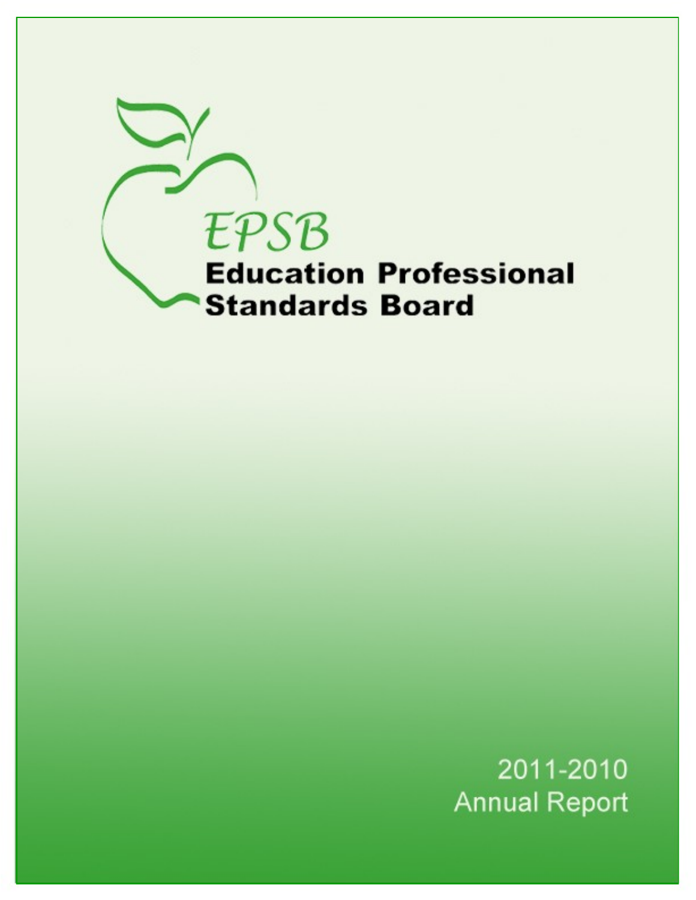# EPSB

# Education Professional Standards Board

2011-2010

Annual Report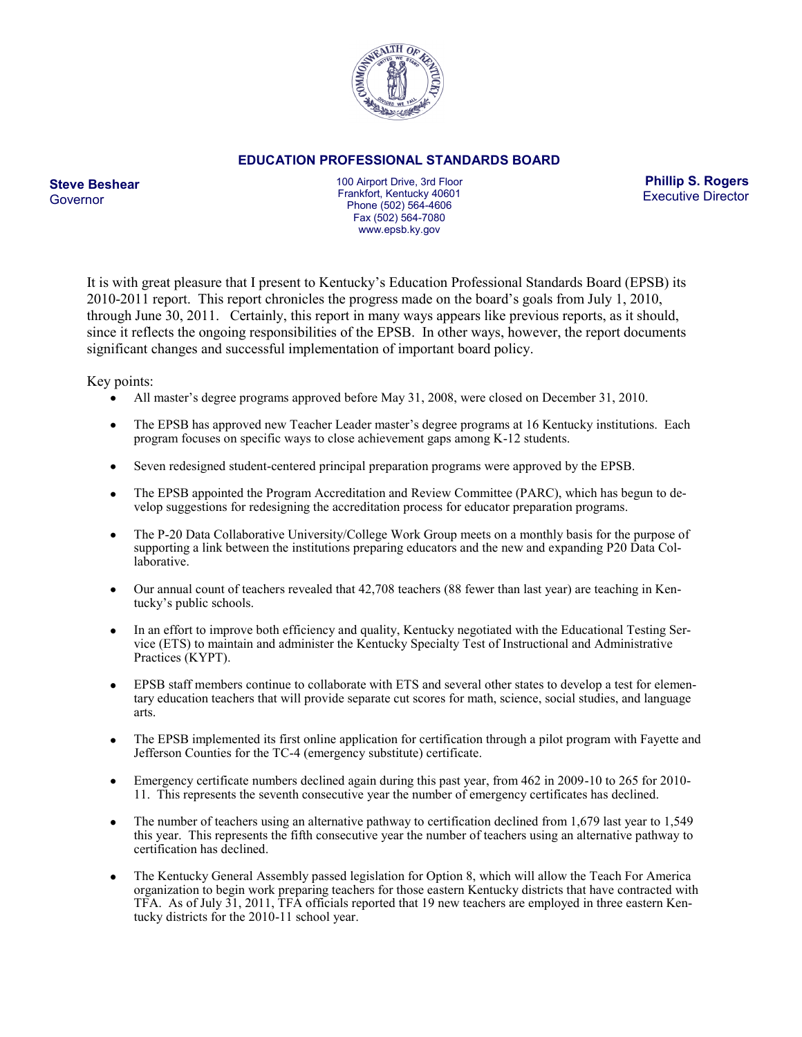**EDUCATION PROFESSIONAL STANDARDS BOARD**

**Steve Beshear**
Governor

100 Airport Drive, 3rd Floor
Frankfort, Kentucky 40601
Phone (502) 564-4606
Fax (502) 564-7080
www.epsb.ky.gov

**Phillip S. Rogers**
Executive Director

It is with great pleasure that I present to Kentucky's Education Professional Standards Board (EPSB) its 2010-2011 report. This report chronicles the progress made on the board's goals from July 1, 2010, through June 30, 2011. Certainly, this report in many ways appears like previous reports, as it should, since it reflects the ongoing responsibilities of the EPSB. In other ways, however, the report documents significant changes and successful implementation of important board policy.

Key points:

- All master's degree programs approved before May 31, 2008, were closed on December 31, 2010.
- The EPSB has approved new Teacher Leader master's degree programs at 16 Kentucky institutions. Each program focuses on specific ways to close achievement gaps among K-12 students.
- Seven redesigned student-centered principal preparation programs were approved by the EPSB.
- The EPSB appointed the Program Accreditation and Review Committee (PARC), which has begun to develop suggestions for redesigning the accreditation process for educator preparation programs.
- The P-20 Data Collaborative University/College Work Group meets on a monthly basis for the purpose of supporting a link between the institutions preparing educators and the new and expanding P20 Data Collaborative.
- Our annual count of teachers revealed that 42,708 teachers (88 fewer than last year) are teaching in Kentucky's public schools.
- In an effort to improve both efficiency and quality, Kentucky negotiated with the Educational Testing Service (ETS) to maintain and administer the Kentucky Specialty Test of Instructional and Administrative Practices (KYPT).
- EPSB staff members continue to collaborate with ETS and several other states to develop a test for elementary education teachers that will provide separate cut scores for math, science, social studies, and language arts.
- The EPSB implemented its first online application for certification through a pilot program with Fayette and Jefferson Counties for the TC-4 (emergency substitute) certificate.
- Emergency certificate numbers declined again during this past year, from 462 in 2009-10 to 265 for 2010-11. This represents the seventh consecutive year the number of emergency certificates has declined.
- The number of teachers using an alternative pathway to certification declined from 1,679 last year to 1,549 this year. This represents the fifth consecutive year the number of teachers using an alternative pathway to certification has declined.
- The Kentucky General Assembly passed legislation for Option 8, which will allow the Teach For America organization to begin work preparing teachers for those eastern Kentucky districts that have contracted with TFA. As of July 31, 2011, TFA officials reported that 19 new teachers are employed in three eastern Kentucky districts for the 2010-11 school year.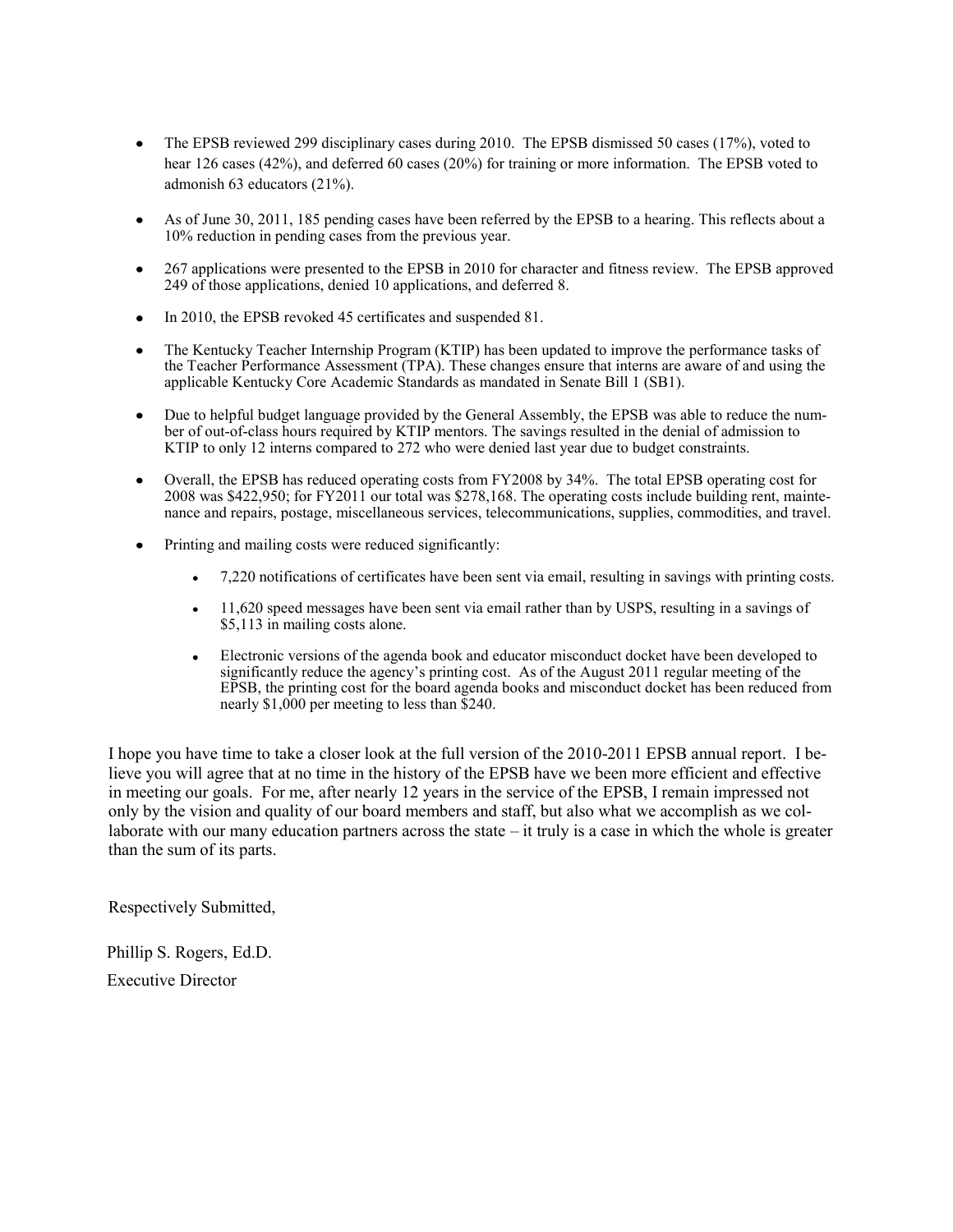- The EPSB reviewed 299 disciplinary cases during 2010. The EPSB dismissed 50 cases (17%), voted to hear 126 cases (42%), and deferred 60 cases (20%) for training or more information. The EPSB voted to admonish 63 educators (21%).
- As of June 30, 2011, 185 pending cases have been referred by the EPSB to a hearing. This reflects about a 10% reduction in pending cases from the previous year.
- 267 applications were presented to the EPSB in 2010 for character and fitness review. The EPSB approved 249 of those applications, denied 10 applications, and deferred 8.
- In 2010, the EPSB revoked 45 certificates and suspended 81.
- The Kentucky Teacher Internship Program (KTIP) has been updated to improve the performance tasks of the Teacher Performance Assessment (TPA). These changes ensure that interns are aware of and using the applicable Kentucky Core Academic Standards as mandated in Senate Bill 1 (SB1).
- Due to helpful budget language provided by the General Assembly, the EPSB was able to reduce the number of out-of-class hours required by KTIP mentors. The savings resulted in the denial of admission to KTIP to only 12 interns compared to 272 who were denied last year due to budget constraints.
- Overall, the EPSB has reduced operating costs from FY2008 by 34%. The total EPSB operating cost for 2008 was $422,950; for FY2011 our total was $278,168. The operating costs include building rent, maintenance and repairs, postage, miscellaneous services, telecommunications, supplies, commodities, and travel.
- Printing and mailing costs were reduced significantly:
  - 7,220 notifications of certificates have been sent via email, resulting in savings with printing costs.
  - 11,620 speed messages have been sent via email rather than by USPS, resulting in a savings of $5,113 in mailing costs alone.
  - Electronic versions of the agenda book and educator misconduct docket have been developed to significantly reduce the agency's printing cost. As of the August 2011 regular meeting of the EPSB, the printing cost for the board agenda books and misconduct docket has been reduced from nearly $1,000 per meeting to less than $240.

I hope you have time to take a closer look at the full version of the 2010-2011 EPSB annual report. I believe you will agree that at no time in the history of the EPSB have we been more efficient and effective in meeting our goals. For me, after nearly 12 years in the service of the EPSB, I remain impressed not only by the vision and quality of our board members and staff, but also what we accomplish as we collaborate with our many education partners across the state – it truly is a case in which the whole is greater than the sum of its parts.

Respectively Submitted,

Phillip S. Rogers, Ed.D.
Executive Director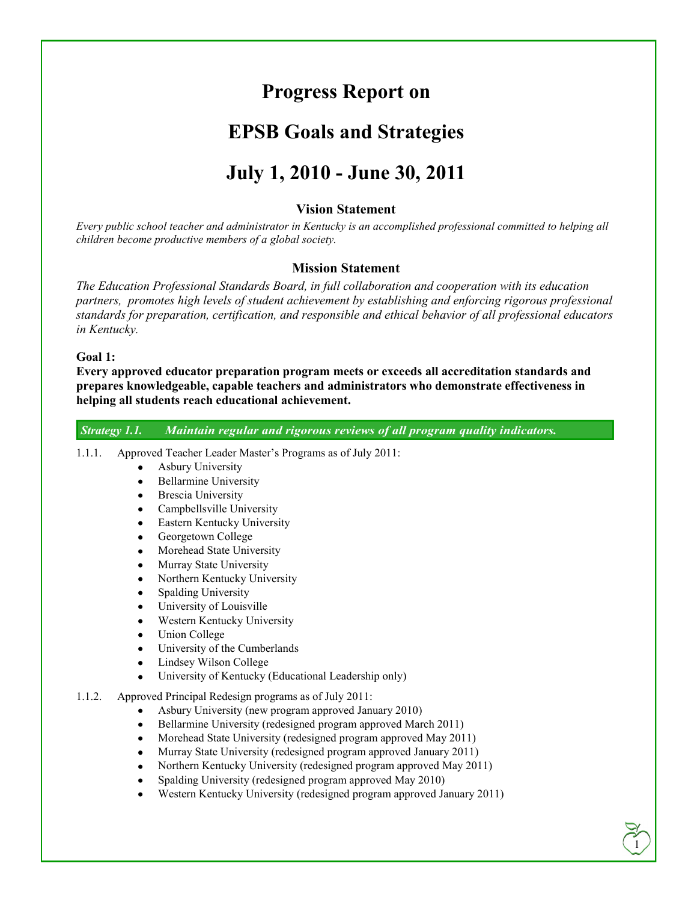# Progress Report on

# EPSB Goals and Strategies

# July 1, 2010 - June 30, 2011

### Vision Statement

*Every public school teacher and administrator in Kentucky is an accomplished professional committed to helping all children become productive members of a global society.*

### Mission Statement

*The Education Professional Standards Board, in full collaboration and cooperation with its education partners, promotes high levels of student achievement by establishing and enforcing rigorous professional standards for preparation, certification, and responsible and ethical behavior of all professional educators in Kentucky.*

**Goal 1:**

**Every approved educator preparation program meets or exceeds all accreditation standards and prepares knowledgeable, capable teachers and administrators who demonstrate effectiveness in helping all students reach educational achievement.**

***Strategy 1.1. Maintain regular and rigorous reviews of all program quality indicators.***

1.1.1. Approved Teacher Leader Master's Programs as of July 2011:

- Asbury University
- Bellarmine University
- Brescia University
- Campbellsville University
- Eastern Kentucky University
- Georgetown College
- Morehead State University
- Murray State University
- Northern Kentucky University
- Spalding University
- University of Louisville
- Western Kentucky University
- Union College
- University of the Cumberlands
- Lindsey Wilson College
- University of Kentucky (Educational Leadership only)

1.1.2. Approved Principal Redesign programs as of July 2011:

- Asbury University (new program approved January 2010)
- Bellarmine University (redesigned program approved March 2011)
- Morehead State University (redesigned program approved May 2011)
- Murray State University (redesigned program approved January 2011)
- Northern Kentucky University (redesigned program approved May 2011)
- Spalding University (redesigned program approved May 2010)
- Western Kentucky University (redesigned program approved January 2011)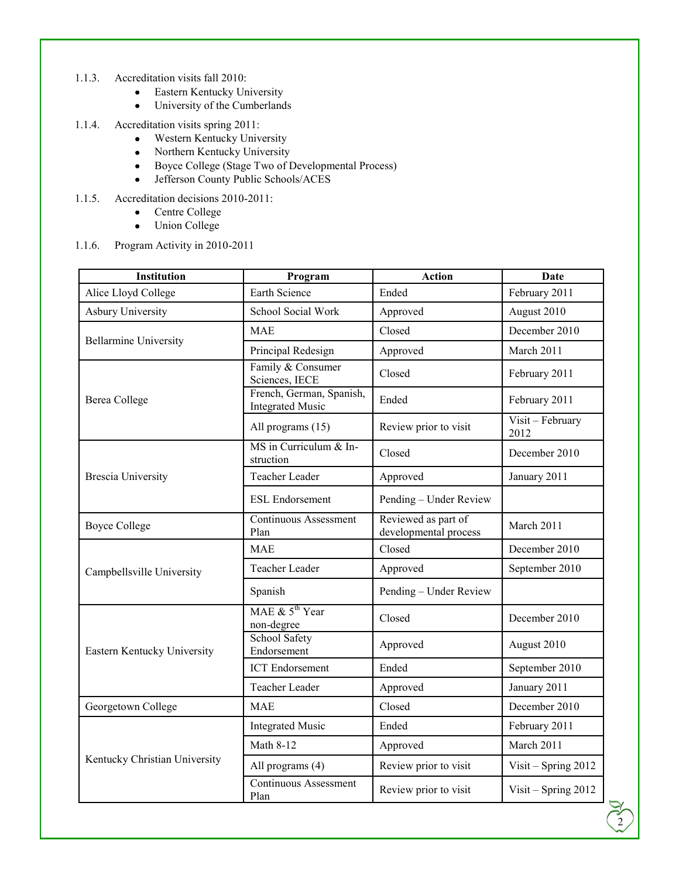1.1.3. Accreditation visits fall 2010:

- Eastern Kentucky University
- University of the Cumberlands

1.1.4. Accreditation visits spring 2011:

- Western Kentucky University
- Northern Kentucky University
- Boyce College (Stage Two of Developmental Process)
- Jefferson County Public Schools/ACES

1.1.5. Accreditation decisions 2010-2011:

- Centre College
- Union College

1.1.6. Program Activity in 2010-2011

| Institution | Program | Action | Date |
|---|---|---|---|
| Alice Lloyd College | Earth Science | Ended | February 2011 |
| Asbury University | School Social Work | Approved | August 2010 |
| Bellarmine University | MAE | Closed | December 2010 |
| | Principal Redesign | Approved | March 2011 |
| Berea College | Family & Consumer Sciences, IECE | Closed | February 2011 |
| | French, German, Spanish, Integrated Music | Ended | February 2011 |
| | All programs (15) | Review prior to visit | Visit – February 2012 |
| Brescia University | MS in Curriculum & Instruction | Closed | December 2010 |
| | Teacher Leader | Approved | January 2011 |
| | ESL Endorsement | Pending – Under Review | |
| Boyce College | Continuous Assessment Plan | Reviewed as part of developmental process | March 2011 |
| Campbellsville University | MAE | Closed | December 2010 |
| | Teacher Leader | Approved | September 2010 |
| | Spanish | Pending – Under Review | |
| Eastern Kentucky University | MAE & 5th Year non-degree | Closed | December 2010 |
| | School Safety Endorsement | Approved | August 2010 |
| | ICT Endorsement | Ended | September 2010 |
| | Teacher Leader | Approved | January 2011 |
| Georgetown College | MAE | Closed | December 2010 |
| Kentucky Christian University | Integrated Music | Ended | February 2011 |
| | Math 8-12 | Approved | March 2011 |
| | All programs (4) | Review prior to visit | Visit – Spring 2012 |
| | Continuous Assessment Plan | Review prior to visit | Visit – Spring 2012 |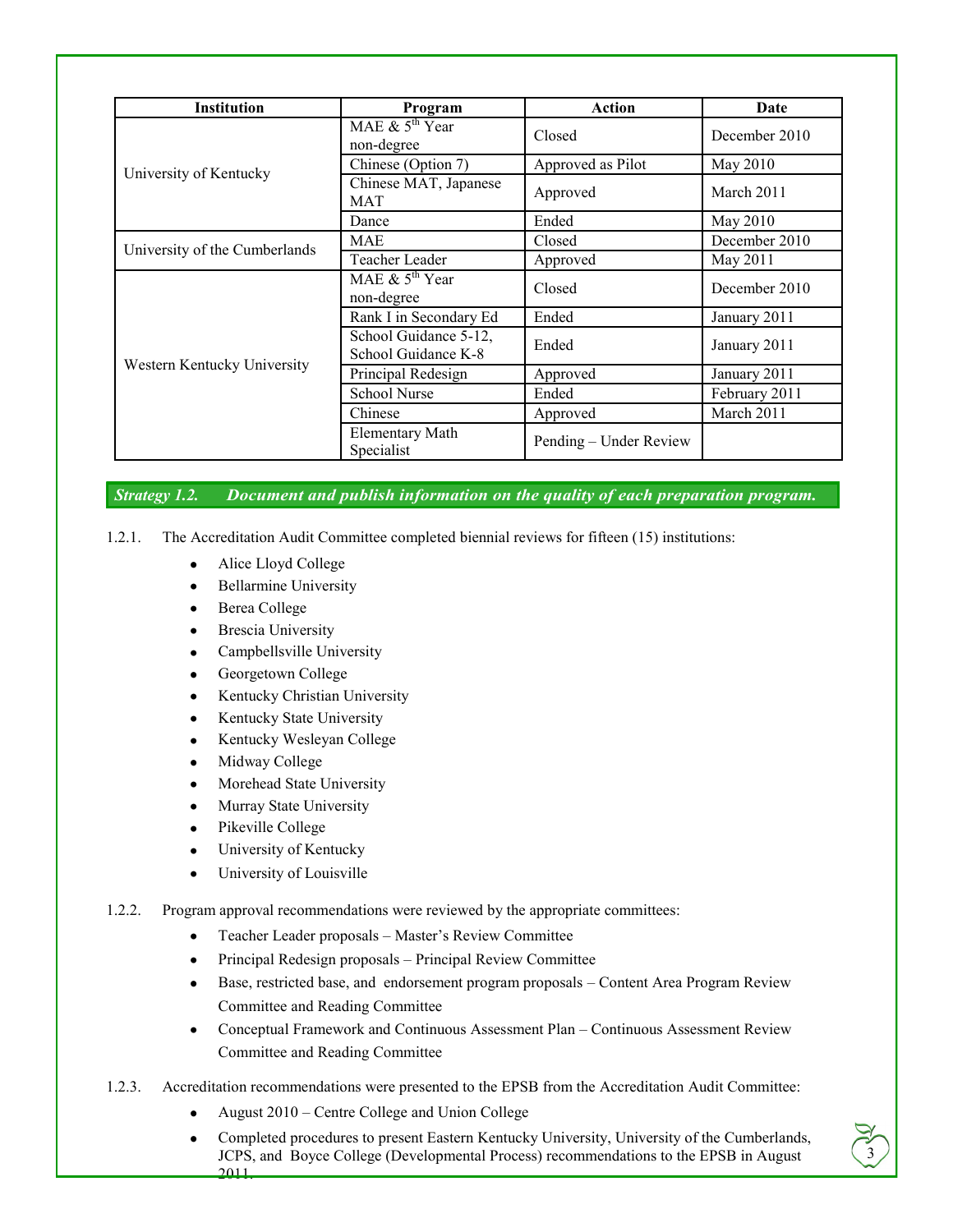| Institution | Program | Action | Date |
|---|---|---|---|
| University of Kentucky | MAE & 5th Year non-degree | Closed | December 2010 |
| | Chinese (Option 7) | Approved as Pilot | May 2010 |
| | Chinese MAT, Japanese MAT | Approved | March 2011 |
| | Dance | Ended | May 2010 |
| University of the Cumberlands | MAE | Closed | December 2010 |
| | Teacher Leader | Approved | May 2011 |
| Western Kentucky University | MAE & 5th Year non-degree | Closed | December 2010 |
| | Rank I in Secondary Ed | Ended | January 2011 |
| | School Guidance 5-12, School Guidance K-8 | Ended | January 2011 |
| | Principal Redesign | Approved | January 2011 |
| | School Nurse | Ended | February 2011 |
| | Chinese | Approved | March 2011 |
| | Elementary Math Specialist | Pending – Under Review | |

***Strategy 1.2. Document and publish information on the quality of each preparation program.***

1.2.1. The Accreditation Audit Committee completed biennial reviews for fifteen (15) institutions:

- Alice Lloyd College
- Bellarmine University
- Berea College
- Brescia University
- Campbellsville University
- Georgetown College
- Kentucky Christian University
- Kentucky State University
- Kentucky Wesleyan College
- Midway College
- Morehead State University
- Murray State University
- Pikeville College
- University of Kentucky
- University of Louisville

1.2.2. Program approval recommendations were reviewed by the appropriate committees:

- Teacher Leader proposals – Master's Review Committee
- Principal Redesign proposals – Principal Review Committee
- Base, restricted base, and endorsement program proposals – Content Area Program Review Committee and Reading Committee
- Conceptual Framework and Continuous Assessment Plan – Continuous Assessment Review Committee and Reading Committee

1.2.3. Accreditation recommendations were presented to the EPSB from the Accreditation Audit Committee:

- August 2010 – Centre College and Union College
- Completed procedures to present Eastern Kentucky University, University of the Cumberlands, JCPS, and Boyce College (Developmental Process) recommendations to the EPSB in August 2011.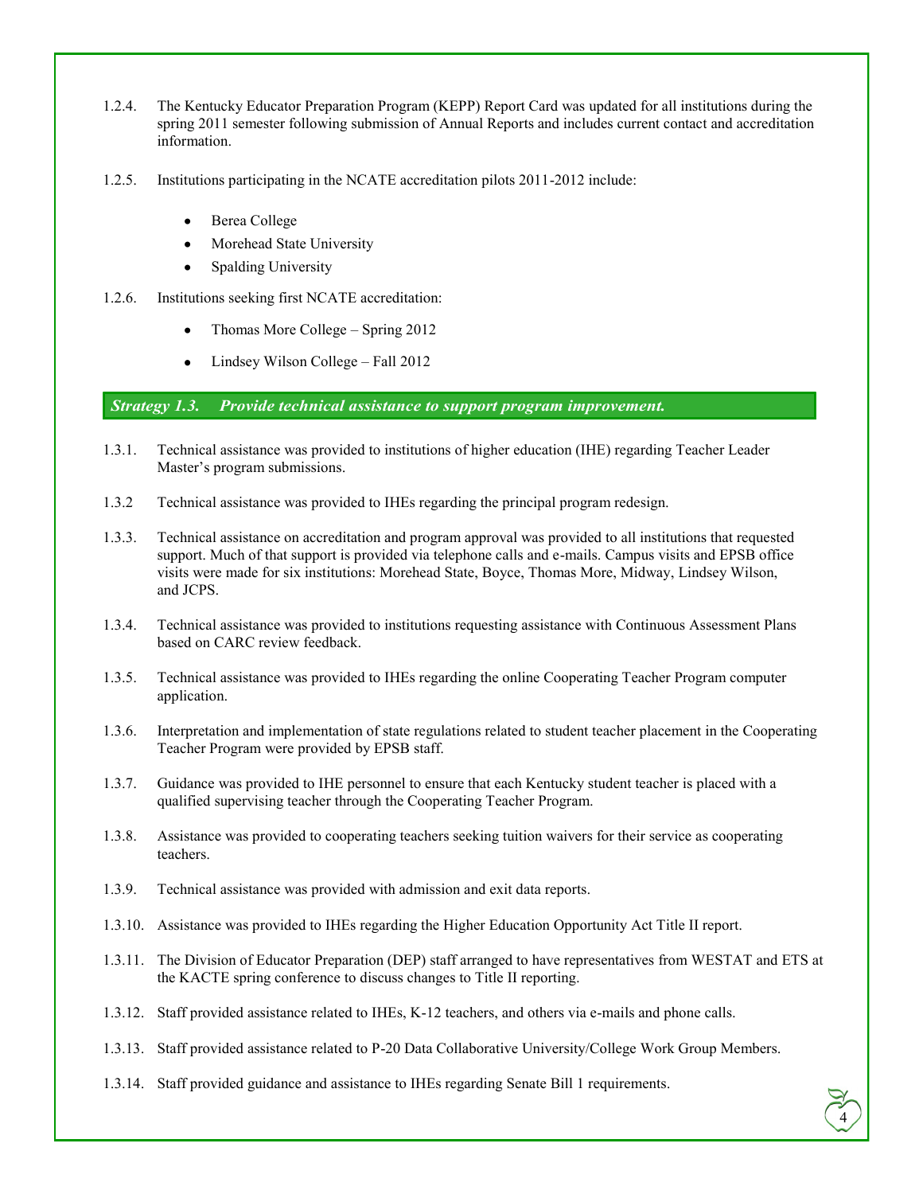1.2.4. The Kentucky Educator Preparation Program (KEPP) Report Card was updated for all institutions during the spring 2011 semester following submission of Annual Reports and includes current contact and accreditation information.

1.2.5. Institutions participating in the NCATE accreditation pilots 2011-2012 include:

- Berea College
- Morehead State University
- Spalding University

1.2.6. Institutions seeking first NCATE accreditation:

- Thomas More College – Spring 2012
- Lindsey Wilson College – Fall 2012

### *Strategy 1.3. Provide technical assistance to support program improvement.*

1.3.1. Technical assistance was provided to institutions of higher education (IHE) regarding Teacher Leader Master's program submissions.

1.3.2 Technical assistance was provided to IHEs regarding the principal program redesign.

1.3.3. Technical assistance on accreditation and program approval was provided to all institutions that requested support. Much of that support is provided via telephone calls and e-mails. Campus visits and EPSB office visits were made for six institutions: Morehead State, Boyce, Thomas More, Midway, Lindsey Wilson, and JCPS.

1.3.4. Technical assistance was provided to institutions requesting assistance with Continuous Assessment Plans based on CARC review feedback.

1.3.5. Technical assistance was provided to IHEs regarding the online Cooperating Teacher Program computer application.

1.3.6. Interpretation and implementation of state regulations related to student teacher placement in the Cooperating Teacher Program were provided by EPSB staff.

1.3.7. Guidance was provided to IHE personnel to ensure that each Kentucky student teacher is placed with a qualified supervising teacher through the Cooperating Teacher Program.

1.3.8. Assistance was provided to cooperating teachers seeking tuition waivers for their service as cooperating teachers.

1.3.9. Technical assistance was provided with admission and exit data reports.

1.3.10. Assistance was provided to IHEs regarding the Higher Education Opportunity Act Title II report.

1.3.11. The Division of Educator Preparation (DEP) staff arranged to have representatives from WESTAT and ETS at the KACTE spring conference to discuss changes to Title II reporting.

1.3.12. Staff provided assistance related to IHEs, K-12 teachers, and others via e-mails and phone calls.

1.3.13. Staff provided assistance related to P-20 Data Collaborative University/College Work Group Members.

1.3.14. Staff provided guidance and assistance to IHEs regarding Senate Bill 1 requirements.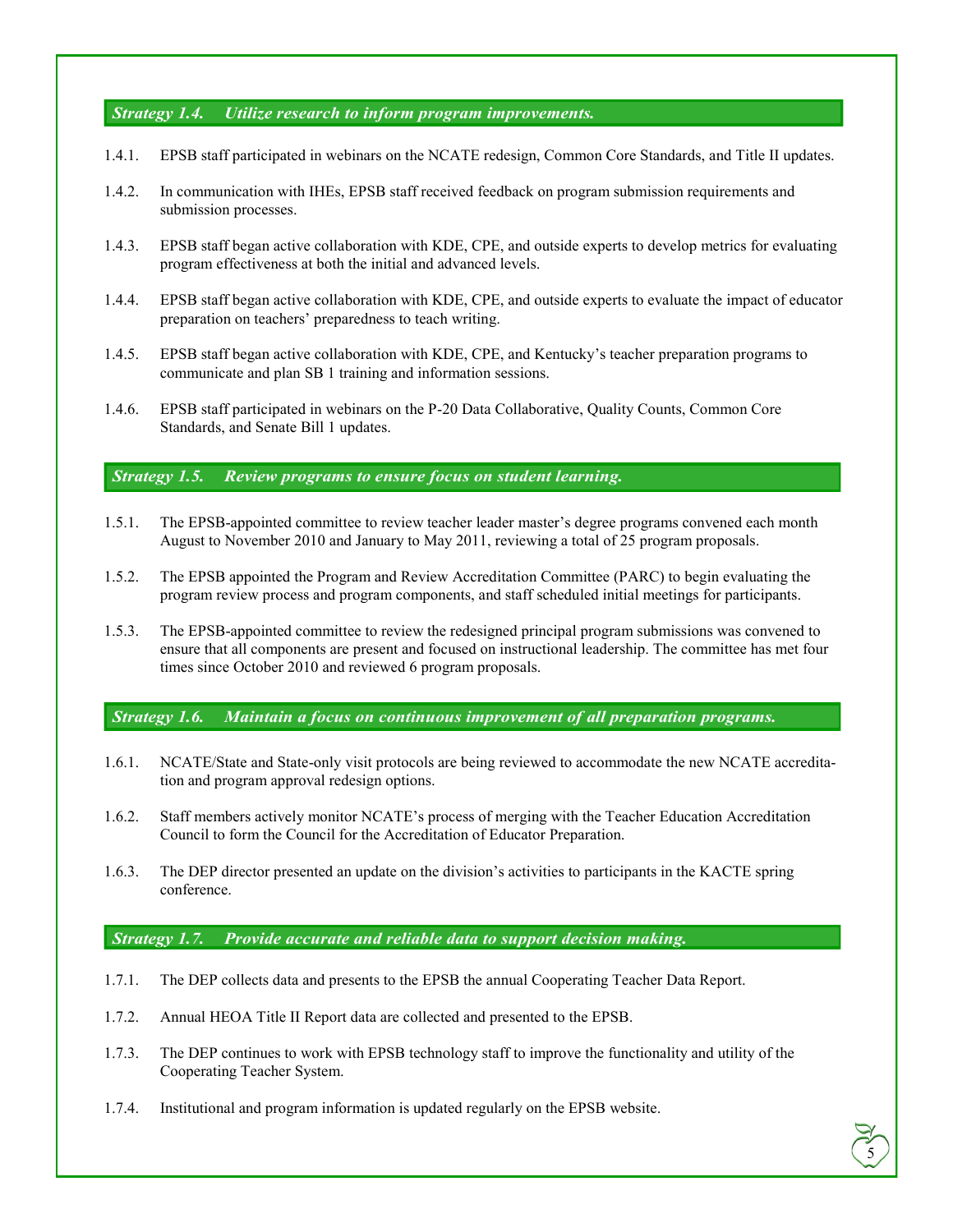### *Strategy 1.4. Utilize research to inform program improvements.*

1.4.1. EPSB staff participated in webinars on the NCATE redesign, Common Core Standards, and Title II updates.

1.4.2. In communication with IHEs, EPSB staff received feedback on program submission requirements and submission processes.

1.4.3. EPSB staff began active collaboration with KDE, CPE, and outside experts to develop metrics for evaluating program effectiveness at both the initial and advanced levels.

1.4.4. EPSB staff began active collaboration with KDE, CPE, and outside experts to evaluate the impact of educator preparation on teachers' preparedness to teach writing.

1.4.5. EPSB staff began active collaboration with KDE, CPE, and Kentucky's teacher preparation programs to communicate and plan SB 1 training and information sessions.

1.4.6. EPSB staff participated in webinars on the P-20 Data Collaborative, Quality Counts, Common Core Standards, and Senate Bill 1 updates.

### *Strategy 1.5. Review programs to ensure focus on student learning.*

1.5.1. The EPSB-appointed committee to review teacher leader master's degree programs convened each month August to November 2010 and January to May 2011, reviewing a total of 25 program proposals.

1.5.2. The EPSB appointed the Program and Review Accreditation Committee (PARC) to begin evaluating the program review process and program components, and staff scheduled initial meetings for participants.

1.5.3. The EPSB-appointed committee to review the redesigned principal program submissions was convened to ensure that all components are present and focused on instructional leadership. The committee has met four times since October 2010 and reviewed 6 program proposals.

### *Strategy 1.6. Maintain a focus on continuous improvement of all preparation programs.*

1.6.1. NCATE/State and State-only visit protocols are being reviewed to accommodate the new NCATE accreditation and program approval redesign options.

1.6.2. Staff members actively monitor NCATE's process of merging with the Teacher Education Accreditation Council to form the Council for the Accreditation of Educator Preparation.

1.6.3. The DEP director presented an update on the division's activities to participants in the KACTE spring conference.

### *Strategy 1.7. Provide accurate and reliable data to support decision making.*

1.7.1. The DEP collects data and presents to the EPSB the annual Cooperating Teacher Data Report.

1.7.2. Annual HEOA Title II Report data are collected and presented to the EPSB.

1.7.3. The DEP continues to work with EPSB technology staff to improve the functionality and utility of the Cooperating Teacher System.

1.7.4. Institutional and program information is updated regularly on the EPSB website.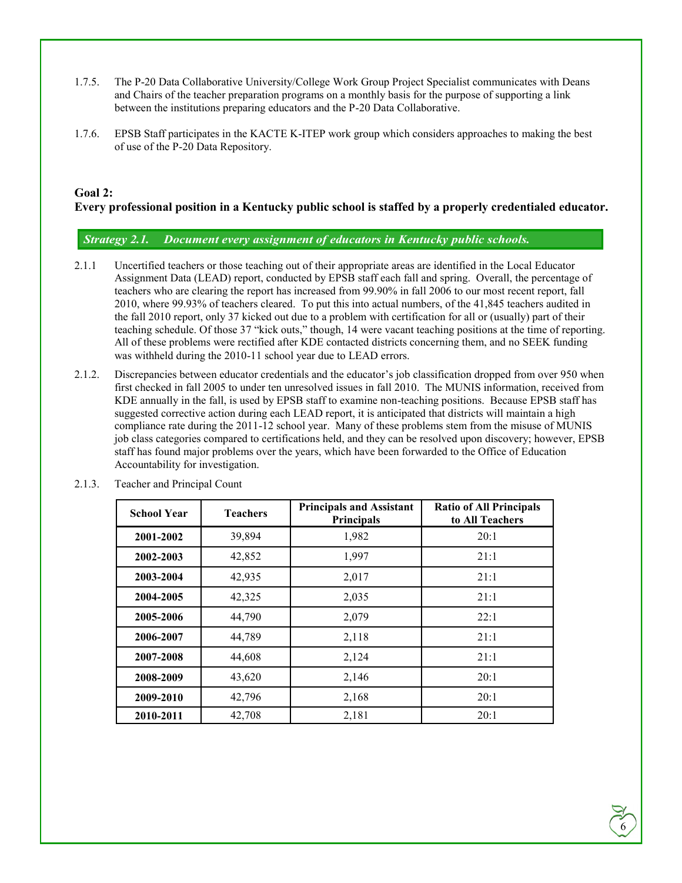1.7.5. The P-20 Data Collaborative University/College Work Group Project Specialist communicates with Deans and Chairs of the teacher preparation programs on a monthly basis for the purpose of supporting a link between the institutions preparing educators and the P-20 Data Collaborative.

1.7.6. EPSB Staff participates in the KACTE K-ITEP work group which considers approaches to making the best of use of the P-20 Data Repository.

## Goal 2:
**Every professional position in a Kentucky public school is staffed by a properly credentialed educator.**

***Strategy 2.1. Document every assignment of educators in Kentucky public schools.***

2.1.1 Uncertified teachers or those teaching out of their appropriate areas are identified in the Local Educator Assignment Data (LEAD) report, conducted by EPSB staff each fall and spring. Overall, the percentage of teachers who are clearing the report has increased from 99.90% in fall 2006 to our most recent report, fall 2010, where 99.93% of teachers cleared. To put this into actual numbers, of the 41,845 teachers audited in the fall 2010 report, only 37 kicked out due to a problem with certification for all or (usually) part of their teaching schedule. Of those 37 "kick outs," though, 14 were vacant teaching positions at the time of reporting. All of these problems were rectified after KDE contacted districts concerning them, and no SEEK funding was withheld during the 2010-11 school year due to LEAD errors.

2.1.2. Discrepancies between educator credentials and the educator's job classification dropped from over 950 when first checked in fall 2005 to under ten unresolved issues in fall 2010. The MUNIS information, received from KDE annually in the fall, is used by EPSB staff to examine non-teaching positions. Because EPSB staff has suggested corrective action during each LEAD report, it is anticipated that districts will maintain a high compliance rate during the 2011-12 school year. Many of these problems stem from the misuse of MUNIS job class categories compared to certifications held, and they can be resolved upon discovery; however, EPSB staff has found major problems over the years, which have been forwarded to the Office of Education Accountability for investigation.

2.1.3. Teacher and Principal Count

| School Year | Teachers | Principals and Assistant Principals | Ratio of All Principals to All Teachers |
|---|---|---|---|
| **2001-2002** | 39,894 | 1,982 | 20:1 |
| **2002-2003** | 42,852 | 1,997 | 21:1 |
| **2003-2004** | 42,935 | 2,017 | 21:1 |
| **2004-2005** | 42,325 | 2,035 | 21:1 |
| **2005-2006** | 44,790 | 2,079 | 22:1 |
| **2006-2007** | 44,789 | 2,118 | 21:1 |
| **2007-2008** | 44,608 | 2,124 | 21:1 |
| **2008-2009** | 43,620 | 2,146 | 20:1 |
| **2009-2010** | 42,796 | 2,168 | 20:1 |
| **2010-2011** | 42,708 | 2,181 | 20:1 |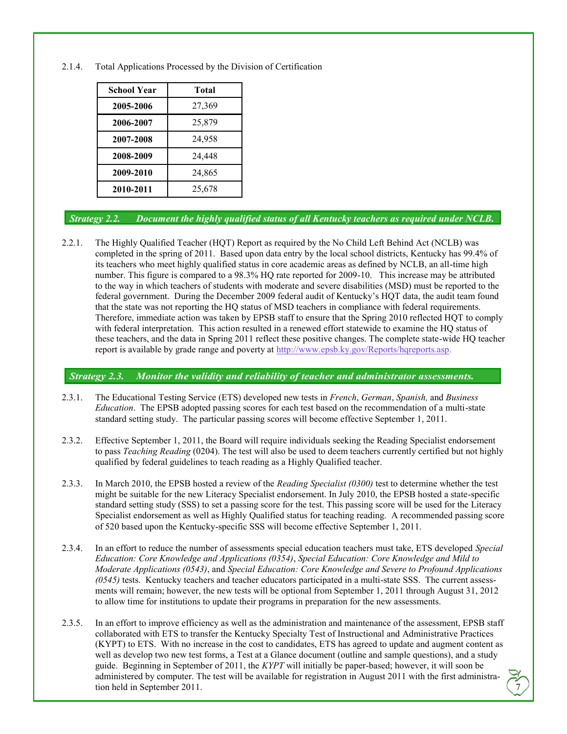2.1.4. Total Applications Processed by the Division of Certification

| School Year | Total |
|---|---|
| **2005-2006** | 27,369 |
| **2006-2007** | 25,879 |
| **2007-2008** | 24,958 |
| **2008-2009** | 24,448 |
| **2009-2010** | 24,865 |
| **2010-2011** | 25,678 |

### *Strategy 2.2. Document the highly qualified status of all Kentucky teachers as required under NCLB.*

2.2.1. The Highly Qualified Teacher (HQT) Report as required by the No Child Left Behind Act (NCLB) was completed in the spring of 2011. Based upon data entry by the local school districts, Kentucky has 99.4% of its teachers who meet highly qualified status in core academic areas as defined by NCLB, an all-time high number. This figure is compared to a 98.3% HQ rate reported for 2009-10. This increase may be attributed to the way in which teachers of students with moderate and severe disabilities (MSD) must be reported to the federal government. During the December 2009 federal audit of Kentucky's HQT data, the audit team found that the state was not reporting the HQ status of MSD teachers in compliance with federal requirements. Therefore, immediate action was taken by EPSB staff to ensure that the Spring 2010 reflected HQT to comply with federal interpretation. This action resulted in a renewed effort statewide to examine the HQ status of these teachers, and the data in Spring 2011 reflect these positive changes. The complete state-wide HQ teacher report is available by grade range and poverty at http://www.epsb.ky.gov/Reports/hqreports.asp.

### *Strategy 2.3. Monitor the validity and reliability of teacher and administrator assessments.*

2.3.1. The Educational Testing Service (ETS) developed new tests in *French*, *German*, *Spanish,* and *Business Education*. The EPSB adopted passing scores for each test based on the recommendation of a multi-state standard setting study. The particular passing scores will become effective September 1, 2011.

2.3.2. Effective September 1, 2011, the Board will require individuals seeking the Reading Specialist endorsement to pass *Teaching Reading* (0204). The test will also be used to deem teachers currently certified but not highly qualified by federal guidelines to teach reading as a Highly Qualified teacher.

2.3.3. In March 2010, the EPSB hosted a review of the *Reading Specialist (0300)* test to determine whether the test might be suitable for the new Literacy Specialist endorsement. In July 2010, the EPSB hosted a state-specific standard setting study (SSS) to set a passing score for the test. This passing score will be used for the Literacy Specialist endorsement as well as Highly Qualified status for teaching reading. A recommended passing score of 520 based upon the Kentucky-specific SSS will become effective September 1, 2011.

2.3.4. In an effort to reduce the number of assessments special education teachers must take, ETS developed *Special Education: Core Knowledge and Applications (0354)*, *Special Education: Core Knowledge and Mild to Moderate Applications (0543)*, and *Special Education: Core Knowledge and Severe to Profound Applications (0545)* tests. Kentucky teachers and teacher educators participated in a multi-state SSS. The current assessments will remain; however, the new tests will be optional from September 1, 2011 through August 31, 2012 to allow time for institutions to update their programs in preparation for the new assessments.

2.3.5. In an effort to improve efficiency as well as the administration and maintenance of the assessment, EPSB staff collaborated with ETS to transfer the Kentucky Specialty Test of Instructional and Administrative Practices (KYPT) to ETS. With no increase in the cost to candidates, ETS has agreed to update and augment content as well as develop two new test forms, a Test at a Glance document (outline and sample questions), and a study guide. Beginning in September of 2011, the *KYPT* will initially be paper-based; however, it will soon be administered by computer. The test will be available for registration in August 2011 with the first administration held in September 2011.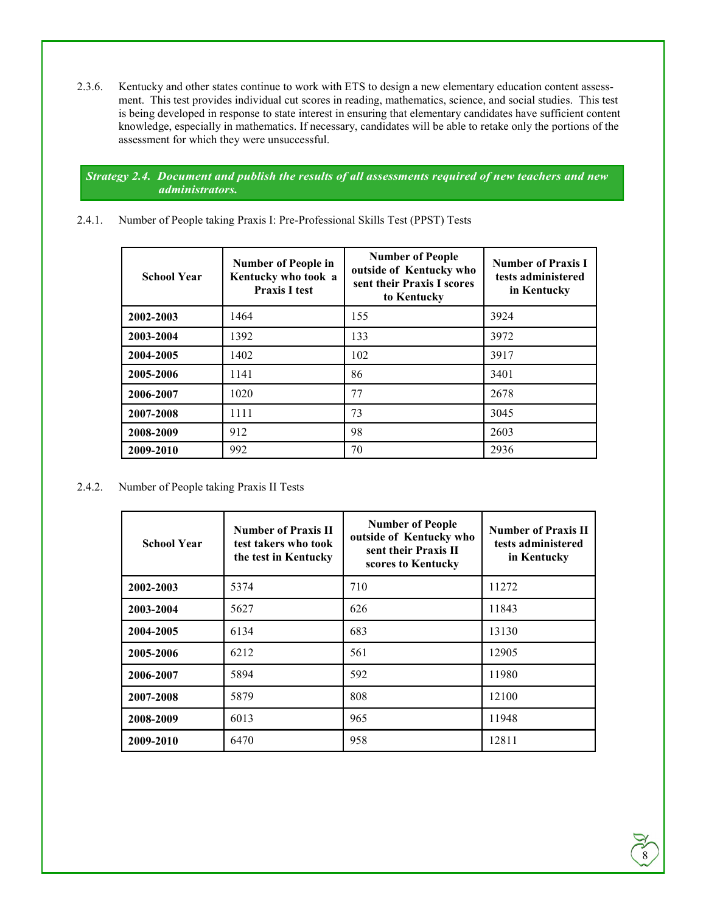2.3.6. Kentucky and other states continue to work with ETS to design a new elementary education content assessment. This test provides individual cut scores in reading, mathematics, science, and social studies. This test is being developed in response to state interest in ensuring that elementary candidates have sufficient content knowledge, especially in mathematics. If necessary, candidates will be able to retake only the portions of the assessment for which they were unsuccessful.

***Strategy 2.4. Document and publish the results of all assessments required of new teachers and new administrators.***

2.4.1. Number of People taking Praxis I: Pre-Professional Skills Test (PPST) Tests

| School Year | Number of People in Kentucky who took a Praxis I test | Number of People outside of Kentucky who sent their Praxis I scores to Kentucky | Number of Praxis I tests administered in Kentucky |
|---|---|---|---|
| **2002-2003** | 1464 | 155 | 3924 |
| **2003-2004** | 1392 | 133 | 3972 |
| **2004-2005** | 1402 | 102 | 3917 |
| **2005-2006** | 1141 | 86 | 3401 |
| **2006-2007** | 1020 | 77 | 2678 |
| **2007-2008** | 1111 | 73 | 3045 |
| **2008-2009** | 912 | 98 | 2603 |
| **2009-2010** | 992 | 70 | 2936 |

2.4.2. Number of People taking Praxis II Tests

| School Year | Number of Praxis II test takers who took the test in Kentucky | Number of People outside of Kentucky who sent their Praxis II scores to Kentucky | Number of Praxis II tests administered in Kentucky |
|---|---|---|---|
| **2002-2003** | 5374 | 710 | 11272 |
| **2003-2004** | 5627 | 626 | 11843 |
| **2004-2005** | 6134 | 683 | 13130 |
| **2005-2006** | 6212 | 561 | 12905 |
| **2006-2007** | 5894 | 592 | 11980 |
| **2007-2008** | 5879 | 808 | 12100 |
| **2008-2009** | 6013 | 965 | 11948 |
| **2009-2010** | 6470 | 958 | 12811 |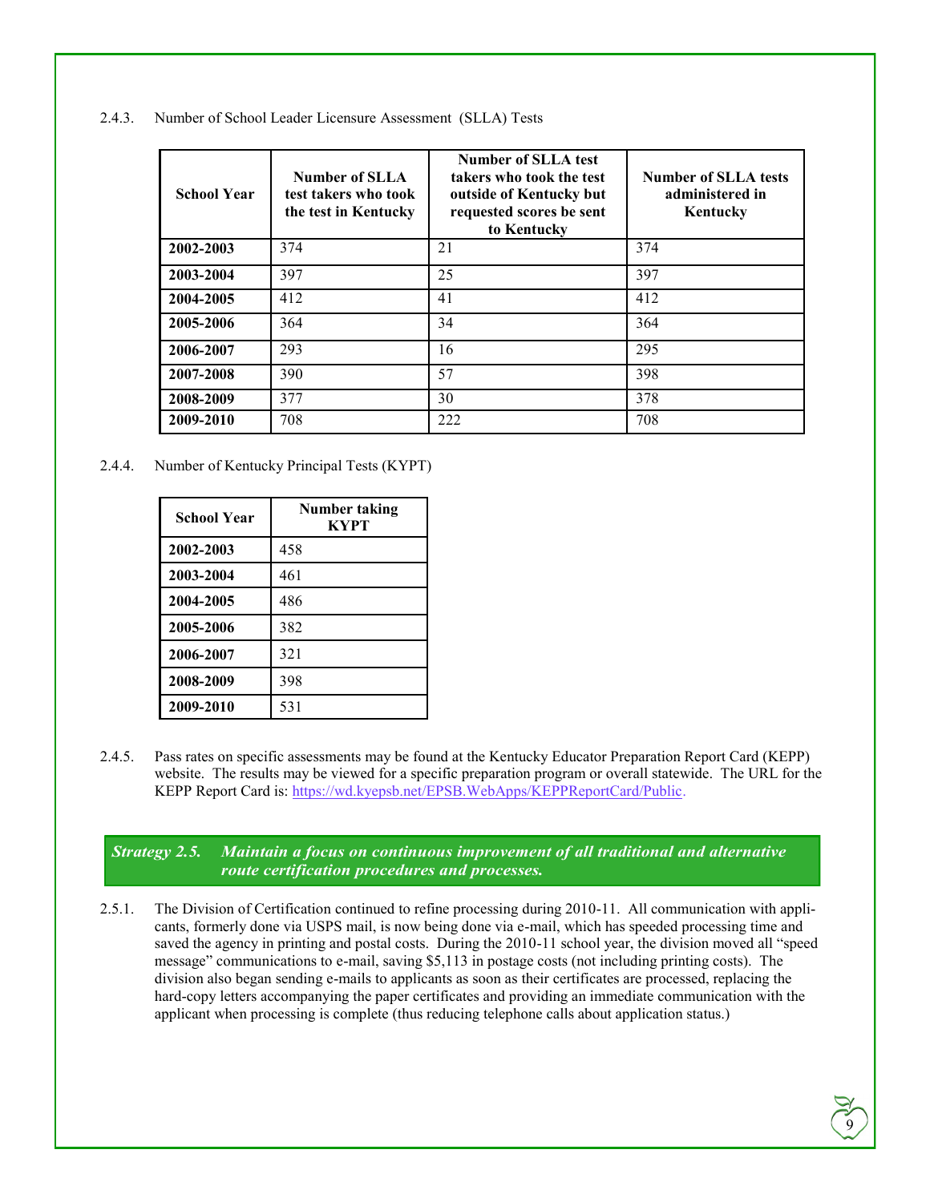2.4.3. Number of School Leader Licensure Assessment (SLLA) Tests

| School Year | Number of SLLA test takers who took the test in Kentucky | Number of SLLA test takers who took the test outside of Kentucky but requested scores be sent to Kentucky | Number of SLLA tests administered in Kentucky |
|---|---|---|---|
| **2002-2003** | 374 | 21 | 374 |
| **2003-2004** | 397 | 25 | 397 |
| **2004-2005** | 412 | 41 | 412 |
| **2005-2006** | 364 | 34 | 364 |
| **2006-2007** | 293 | 16 | 295 |
| **2007-2008** | 390 | 57 | 398 |
| **2008-2009** | 377 | 30 | 378 |
| **2009-2010** | 708 | 222 | 708 |

2.4.4. Number of Kentucky Principal Tests (KYPT)

| School Year | Number taking KYPT |
|---|---|
| **2002-2003** | 458 |
| **2003-2004** | 461 |
| **2004-2005** | 486 |
| **2005-2006** | 382 |
| **2006-2007** | 321 |
| **2008-2009** | 398 |
| **2009-2010** | 531 |

2.4.5. Pass rates on specific assessments may be found at the Kentucky Educator Preparation Report Card (KEPP) website. The results may be viewed for a specific preparation program or overall statewide. The URL for the KEPP Report Card is: https://wd.kyepsb.net/EPSB.WebApps/KEPPReportCard/Public.

***Strategy 2.5. Maintain a focus on continuous improvement of all traditional and alternative route certification procedures and processes.***

2.5.1. The Division of Certification continued to refine processing during 2010-11. All communication with applicants, formerly done via USPS mail, is now being done via e-mail, which has speeded processing time and saved the agency in printing and postal costs. During the 2010-11 school year, the division moved all "speed message" communications to e-mail, saving $5,113 in postage costs (not including printing costs). The division also began sending e-mails to applicants as soon as their certificates are processed, replacing the hard-copy letters accompanying the paper certificates and providing an immediate communication with the applicant when processing is complete (thus reducing telephone calls about application status.)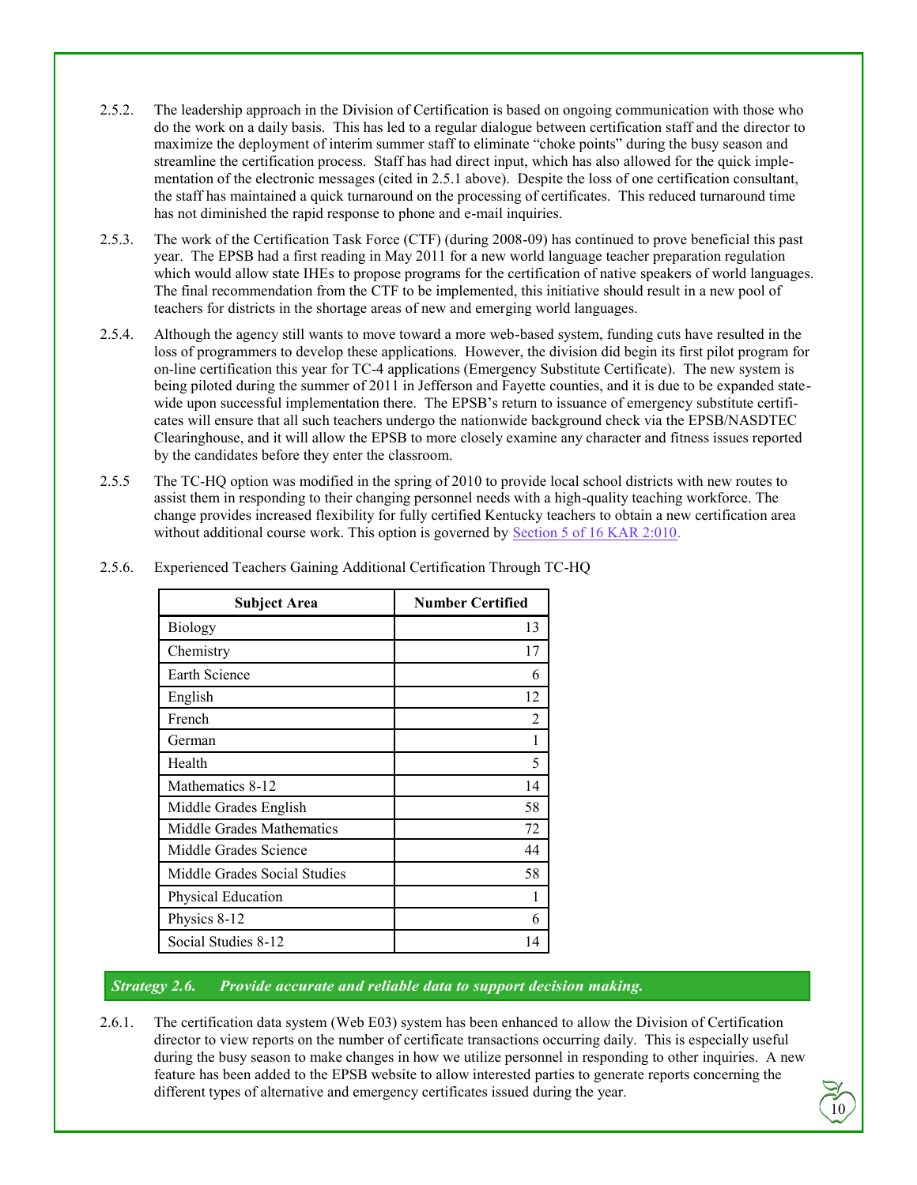2.5.2. The leadership approach in the Division of Certification is based on ongoing communication with those who do the work on a daily basis. This has led to a regular dialogue between certification staff and the director to maximize the deployment of interim summer staff to eliminate "choke points" during the busy season and streamline the certification process. Staff has had direct input, which has also allowed for the quick implementation of the electronic messages (cited in 2.5.1 above). Despite the loss of one certification consultant, the staff has maintained a quick turnaround on the processing of certificates. This reduced turnaround time has not diminished the rapid response to phone and e-mail inquiries.

2.5.3. The work of the Certification Task Force (CTF) (during 2008-09) has continued to prove beneficial this past year. The EPSB had a first reading in May 2011 for a new world language teacher preparation regulation which would allow state IHEs to propose programs for the certification of native speakers of world languages. The final recommendation from the CTF to be implemented, this initiative should result in a new pool of teachers for districts in the shortage areas of new and emerging world languages.

2.5.4. Although the agency still wants to move toward a more web-based system, funding cuts have resulted in the loss of programmers to develop these applications. However, the division did begin its first pilot program for on-line certification this year for TC-4 applications (Emergency Substitute Certificate). The new system is being piloted during the summer of 2011 in Jefferson and Fayette counties, and it is due to be expanded statewide upon successful implementation there. The EPSB's return to issuance of emergency substitute certificates will ensure that all such teachers undergo the nationwide background check via the EPSB/NASDTEC Clearinghouse, and it will allow the EPSB to more closely examine any character and fitness issues reported by the candidates before they enter the classroom.

2.5.5 The TC-HQ option was modified in the spring of 2010 to provide local school districts with new routes to assist them in responding to their changing personnel needs with a high-quality teaching workforce. The change provides increased flexibility for fully certified Kentucky teachers to obtain a new certification area without additional course work. This option is governed by [Section 5 of 16 KAR 2:010.]

2.5.6. Experienced Teachers Gaining Additional Certification Through TC-HQ

| Subject Area | Number Certified |
|---|---|
| Biology | 13 |
| Chemistry | 17 |
| Earth Science | 6 |
| English | 12 |
| French | 2 |
| German | 1 |
| Health | 5 |
| Mathematics 8-12 | 14 |
| Middle Grades English | 58 |
| Middle Grades Mathematics | 72 |
| Middle Grades Science | 44 |
| Middle Grades Social Studies | 58 |
| Physical Education | 1 |
| Physics 8-12 | 6 |
| Social Studies 8-12 | 14 |

### *Strategy 2.6. Provide accurate and reliable data to support decision making.*

2.6.1. The certification data system (Web E03) system has been enhanced to allow the Division of Certification director to view reports on the number of certificate transactions occurring daily. This is especially useful during the busy season to make changes in how we utilize personnel in responding to other inquiries. A new feature has been added to the EPSB website to allow interested parties to generate reports concerning the different types of alternative and emergency certificates issued during the year.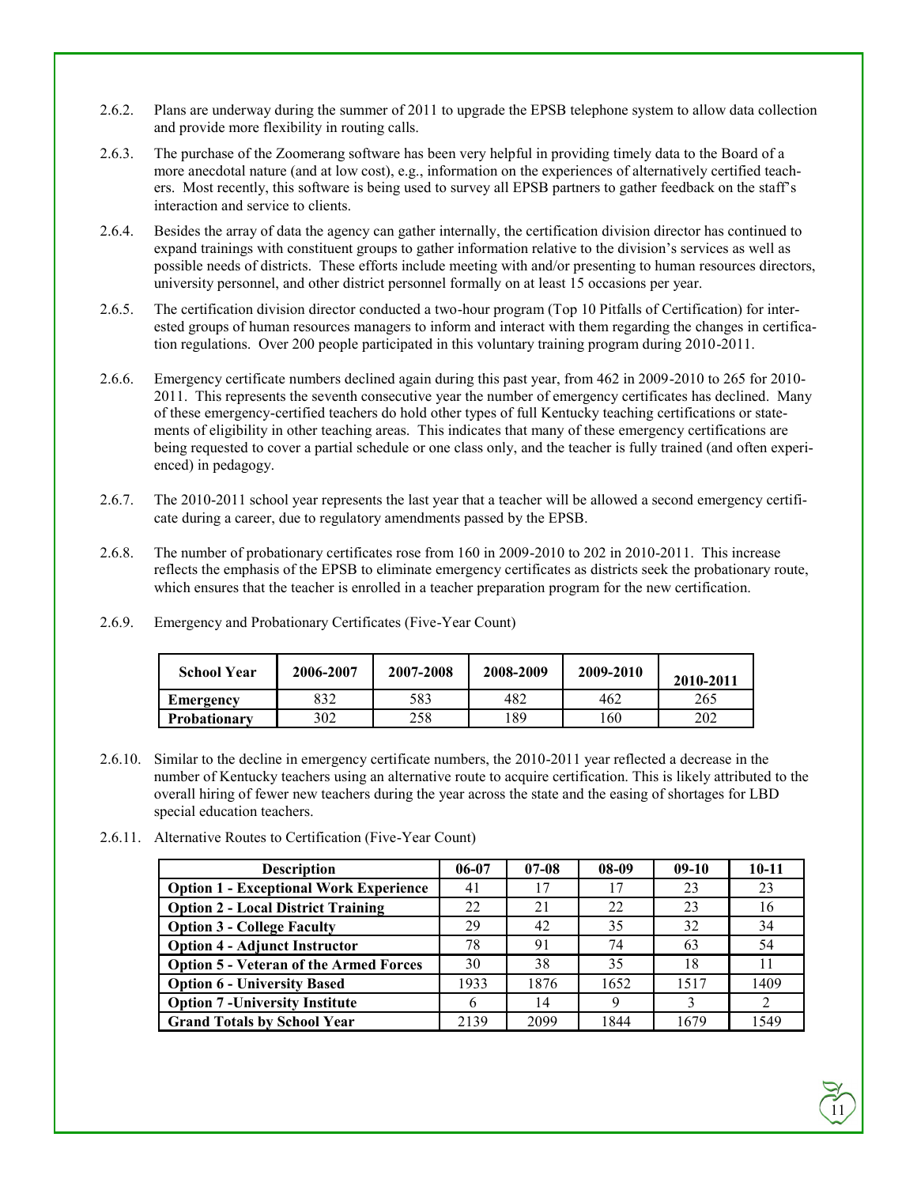2.6.2. Plans are underway during the summer of 2011 to upgrade the EPSB telephone system to allow data collection and provide more flexibility in routing calls.

2.6.3. The purchase of the Zoomerang software has been very helpful in providing timely data to the Board of a more anecdotal nature (and at low cost), e.g., information on the experiences of alternatively certified teachers. Most recently, this software is being used to survey all EPSB partners to gather feedback on the staff's interaction and service to clients.

2.6.4. Besides the array of data the agency can gather internally, the certification division director has continued to expand trainings with constituent groups to gather information relative to the division's services as well as possible needs of districts. These efforts include meeting with and/or presenting to human resources directors, university personnel, and other district personnel formally on at least 15 occasions per year.

2.6.5. The certification division director conducted a two-hour program (Top 10 Pitfalls of Certification) for interested groups of human resources managers to inform and interact with them regarding the changes in certification regulations. Over 200 people participated in this voluntary training program during 2010-2011.

2.6.6. Emergency certificate numbers declined again during this past year, from 462 in 2009-2010 to 265 for 2010-2011. This represents the seventh consecutive year the number of emergency certificates has declined. Many of these emergency-certified teachers do hold other types of full Kentucky teaching certifications or statements of eligibility in other teaching areas. This indicates that many of these emergency certifications are being requested to cover a partial schedule or one class only, and the teacher is fully trained (and often experienced) in pedagogy.

2.6.7. The 2010-2011 school year represents the last year that a teacher will be allowed a second emergency certificate during a career, due to regulatory amendments passed by the EPSB.

2.6.8. The number of probationary certificates rose from 160 in 2009-2010 to 202 in 2010-2011. This increase reflects the emphasis of the EPSB to eliminate emergency certificates as districts seek the probationary route, which ensures that the teacher is enrolled in a teacher preparation program for the new certification.

2.6.9. Emergency and Probationary Certificates (Five-Year Count)

| School Year | 2006-2007 | 2007-2008 | 2008-2009 | 2009-2010 | 2010-2011 |
|---|---|---|---|---|---|
| **Emergency** | 832 | 583 | 482 | 462 | 265 |
| **Probationary** | 302 | 258 | 189 | 160 | 202 |

2.6.10. Similar to the decline in emergency certificate numbers, the 2010-2011 year reflected a decrease in the number of Kentucky teachers using an alternative route to acquire certification. This is likely attributed to the overall hiring of fewer new teachers during the year across the state and the easing of shortages for LBD special education teachers.

2.6.11. Alternative Routes to Certification (Five-Year Count)

| Description | 06-07 | 07-08 | 08-09 | 09-10 | 10-11 |
|---|---|---|---|---|---|
| **Option 1 - Exceptional Work Experience** | 41 | 17 | 17 | 23 | 23 |
| **Option 2 - Local District Training** | 22 | 21 | 22 | 23 | 16 |
| **Option 3 - College Faculty** | 29 | 42 | 35 | 32 | 34 |
| **Option 4 - Adjunct Instructor** | 78 | 91 | 74 | 63 | 54 |
| **Option 5 - Veteran of the Armed Forces** | 30 | 38 | 35 | 18 | 11 |
| **Option 6 - University Based** | 1933 | 1876 | 1652 | 1517 | 1409 |
| **Option 7 -University Institute** | 6 | 14 | 9 | 3 | 2 |
| **Grand Totals by School Year** | 2139 | 2099 | 1844 | 1679 | 1549 |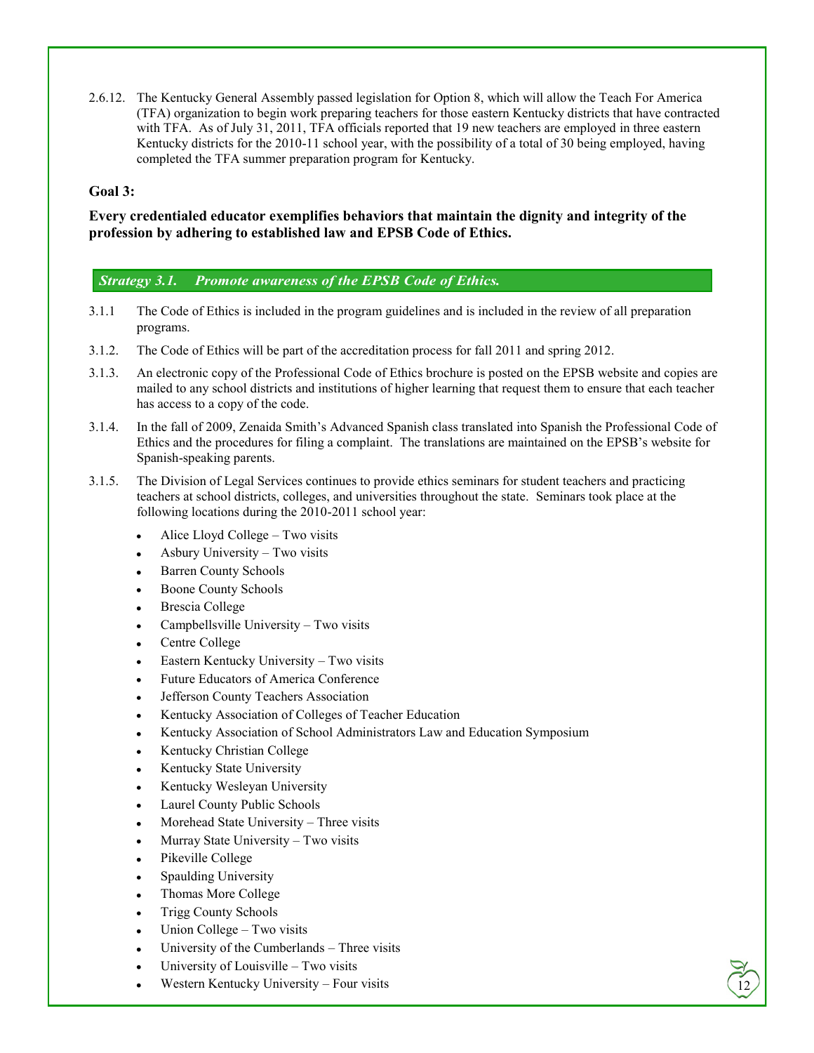2.6.12. The Kentucky General Assembly passed legislation for Option 8, which will allow the Teach For America (TFA) organization to begin work preparing teachers for those eastern Kentucky districts that have contracted with TFA. As of July 31, 2011, TFA officials reported that 19 new teachers are employed in three eastern Kentucky districts for the 2010-11 school year, with the possibility of a total of 30 being employed, having completed the TFA summer preparation program for Kentucky.

**Goal 3:**

**Every credentialed educator exemplifies behaviors that maintain the dignity and integrity of the profession by adhering to established law and EPSB Code of Ethics.**

***Strategy 3.1. Promote awareness of the EPSB Code of Ethics.***

3.1.1 The Code of Ethics is included in the program guidelines and is included in the review of all preparation programs.

3.1.2. The Code of Ethics will be part of the accreditation process for fall 2011 and spring 2012.

3.1.3. An electronic copy of the Professional Code of Ethics brochure is posted on the EPSB website and copies are mailed to any school districts and institutions of higher learning that request them to ensure that each teacher has access to a copy of the code.

3.1.4. In the fall of 2009, Zenaida Smith's Advanced Spanish class translated into Spanish the Professional Code of Ethics and the procedures for filing a complaint. The translations are maintained on the EPSB's website for Spanish-speaking parents.

3.1.5. The Division of Legal Services continues to provide ethics seminars for student teachers and practicing teachers at school districts, colleges, and universities throughout the state. Seminars took place at the following locations during the 2010-2011 school year:

- Alice Lloyd College – Two visits
- Asbury University – Two visits
- Barren County Schools
- Boone County Schools
- Brescia College
- Campbellsville University – Two visits
- Centre College
- Eastern Kentucky University – Two visits
- Future Educators of America Conference
- Jefferson County Teachers Association
- Kentucky Association of Colleges of Teacher Education
- Kentucky Association of School Administrators Law and Education Symposium
- Kentucky Christian College
- Kentucky State University
- Kentucky Wesleyan University
- Laurel County Public Schools
- Morehead State University – Three visits
- Murray State University – Two visits
- Pikeville College
- Spaulding University
- Thomas More College
- Trigg County Schools
- Union College – Two visits
- University of the Cumberlands – Three visits
- University of Louisville – Two visits
- Western Kentucky University – Four visits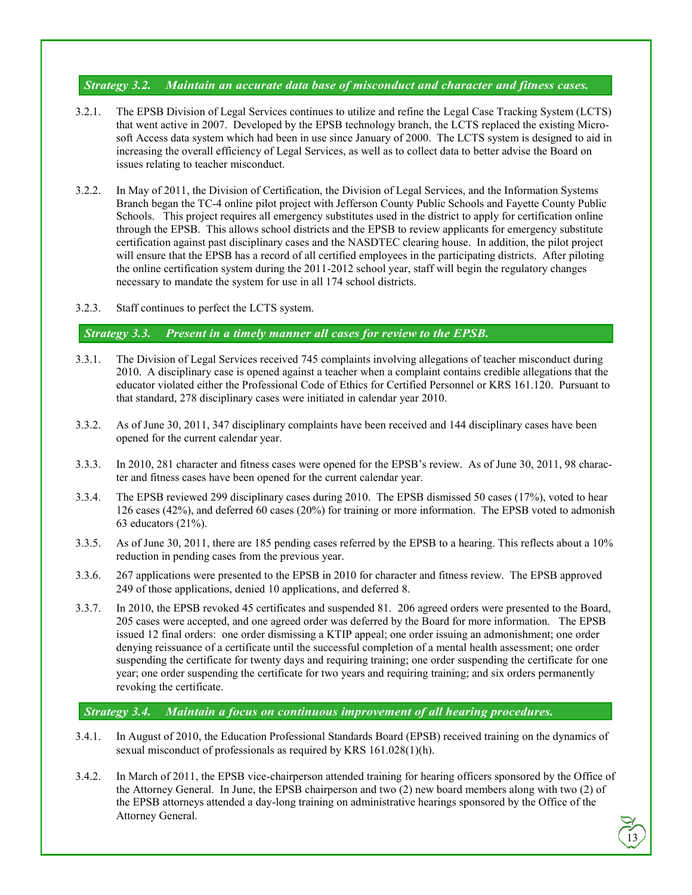### *Strategy 3.2. Maintain an accurate data base of misconduct and character and fitness cases.*

3.2.1. The EPSB Division of Legal Services continues to utilize and refine the Legal Case Tracking System (LCTS) that went active in 2007. Developed by the EPSB technology branch, the LCTS replaced the existing Microsoft Access data system which had been in use since January of 2000. The LCTS system is designed to aid in increasing the overall efficiency of Legal Services, as well as to collect data to better advise the Board on issues relating to teacher misconduct.

3.2.2. In May of 2011, the Division of Certification, the Division of Legal Services, and the Information Systems Branch began the TC-4 online pilot project with Jefferson County Public Schools and Fayette County Public Schools. This project requires all emergency substitutes used in the district to apply for certification online through the EPSB. This allows school districts and the EPSB to review applicants for emergency substitute certification against past disciplinary cases and the NASDTEC clearing house. In addition, the pilot project will ensure that the EPSB has a record of all certified employees in the participating districts. After piloting the online certification system during the 2011-2012 school year, staff will begin the regulatory changes necessary to mandate the system for use in all 174 school districts.

3.2.3. Staff continues to perfect the LCTS system.

### *Strategy 3.3. Present in a timely manner all cases for review to the EPSB.*

3.3.1. The Division of Legal Services received 745 complaints involving allegations of teacher misconduct during 2010. A disciplinary case is opened against a teacher when a complaint contains credible allegations that the educator violated either the Professional Code of Ethics for Certified Personnel or KRS 161.120. Pursuant to that standard, 278 disciplinary cases were initiated in calendar year 2010.

3.3.2. As of June 30, 2011, 347 disciplinary complaints have been received and 144 disciplinary cases have been opened for the current calendar year.

3.3.3. In 2010, 281 character and fitness cases were opened for the EPSB's review. As of June 30, 2011, 98 character and fitness cases have been opened for the current calendar year.

3.3.4. The EPSB reviewed 299 disciplinary cases during 2010. The EPSB dismissed 50 cases (17%), voted to hear 126 cases (42%), and deferred 60 cases (20%) for training or more information. The EPSB voted to admonish 63 educators (21%).

3.3.5. As of June 30, 2011, there are 185 pending cases referred by the EPSB to a hearing. This reflects about a 10% reduction in pending cases from the previous year.

3.3.6. 267 applications were presented to the EPSB in 2010 for character and fitness review. The EPSB approved 249 of those applications, denied 10 applications, and deferred 8.

3.3.7. In 2010, the EPSB revoked 45 certificates and suspended 81. 206 agreed orders were presented to the Board, 205 cases were accepted, and one agreed order was deferred by the Board for more information. The EPSB issued 12 final orders: one order dismissing a KTIP appeal; one order issuing an admonishment; one order denying reissuance of a certificate until the successful completion of a mental health assessment; one order suspending the certificate for twenty days and requiring training; one order suspending the certificate for one year; one order suspending the certificate for two years and requiring training; and six orders permanently revoking the certificate.

### *Strategy 3.4. Maintain a focus on continuous improvement of all hearing procedures.*

3.4.1. In August of 2010, the Education Professional Standards Board (EPSB) received training on the dynamics of sexual misconduct of professionals as required by KRS 161.028(1)(h).

3.4.2. In March of 2011, the EPSB vice-chairperson attended training for hearing officers sponsored by the Office of the Attorney General. In June, the EPSB chairperson and two (2) new board members along with two (2) of the EPSB attorneys attended a day-long training on administrative hearings sponsored by the Office of the Attorney General.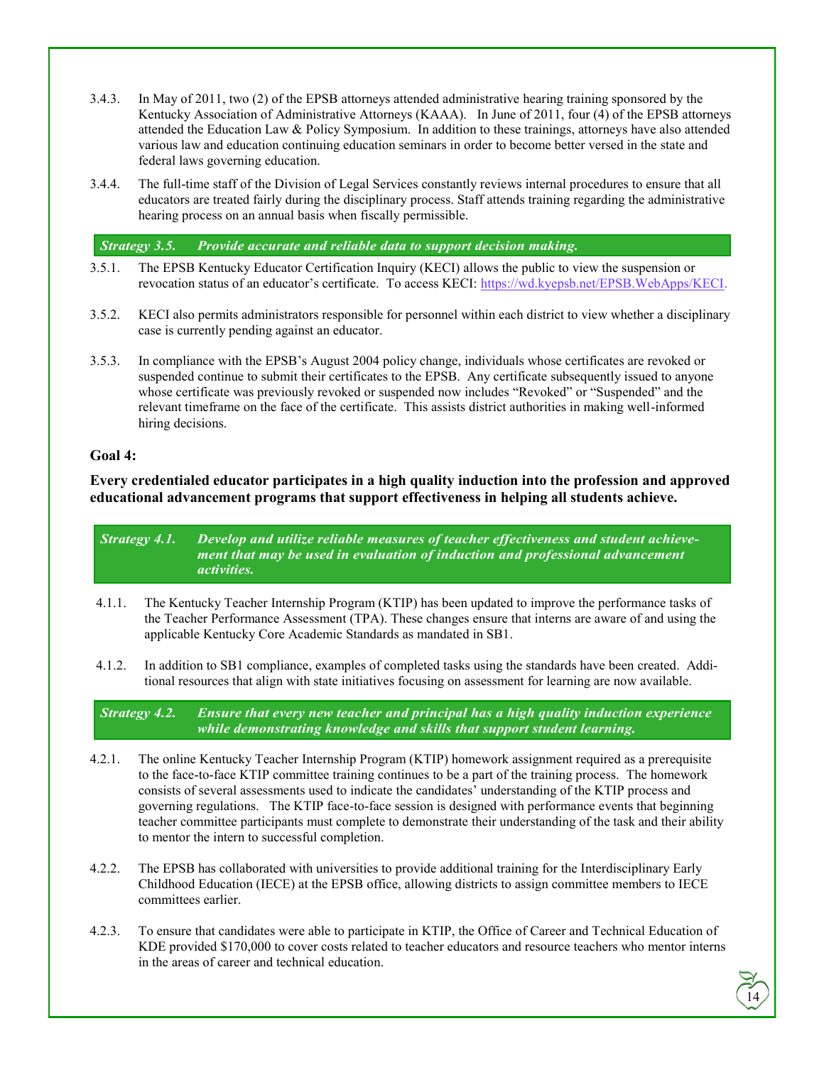3.4.3. In May of 2011, two (2) of the EPSB attorneys attended administrative hearing training sponsored by the Kentucky Association of Administrative Attorneys (KAAA). In June of 2011, four (4) of the EPSB attorneys attended the Education Law & Policy Symposium. In addition to these trainings, attorneys have also attended various law and education continuing education seminars in order to become better versed in the state and federal laws governing education.

3.4.4. The full-time staff of the Division of Legal Services constantly reviews internal procedures to ensure that all educators are treated fairly during the disciplinary process. Staff attends training regarding the administrative hearing process on an annual basis when fiscally permissible.

***Strategy 3.5. Provide accurate and reliable data to support decision making.***

3.5.1. The EPSB Kentucky Educator Certification Inquiry (KECI) allows the public to view the suspension or revocation status of an educator's certificate. To access KECI: https://wd.kyepsb.net/EPSB.WebApps/KECI.

3.5.2. KECI also permits administrators responsible for personnel within each district to view whether a disciplinary case is currently pending against an educator.

3.5.3. In compliance with the EPSB's August 2004 policy change, individuals whose certificates are revoked or suspended continue to submit their certificates to the EPSB. Any certificate subsequently issued to anyone whose certificate was previously revoked or suspended now includes "Revoked" or "Suspended" and the relevant timeframe on the face of the certificate. This assists district authorities in making well-informed hiring decisions.

**Goal 4:**

**Every credentialed educator participates in a high quality induction into the profession and approved educational advancement programs that support effectiveness in helping all students achieve.**

***Strategy 4.1. Develop and utilize reliable measures of teacher effectiveness and student achievement that may be used in evaluation of induction and professional advancement activities.***

4.1.1. The Kentucky Teacher Internship Program (KTIP) has been updated to improve the performance tasks of the Teacher Performance Assessment (TPA). These changes ensure that interns are aware of and using the applicable Kentucky Core Academic Standards as mandated in SB1.

4.1.2. In addition to SB1 compliance, examples of completed tasks using the standards have been created. Additional resources that align with state initiatives focusing on assessment for learning are now available.

***Strategy 4.2. Ensure that every new teacher and principal has a high quality induction experience while demonstrating knowledge and skills that support student learning.***

4.2.1. The online Kentucky Teacher Internship Program (KTIP) homework assignment required as a prerequisite to the face-to-face KTIP committee training continues to be a part of the training process. The homework consists of several assessments used to indicate the candidates' understanding of the KTIP process and governing regulations. The KTIP face-to-face session is designed with performance events that beginning teacher committee participants must complete to demonstrate their understanding of the task and their ability to mentor the intern to successful completion.

4.2.2. The EPSB has collaborated with universities to provide additional training for the Interdisciplinary Early Childhood Education (IECE) at the EPSB office, allowing districts to assign committee members to IECE committees earlier.

4.2.3. To ensure that candidates were able to participate in KTIP, the Office of Career and Technical Education of KDE provided $170,000 to cover costs related to teacher educators and resource teachers who mentor interns in the areas of career and technical education.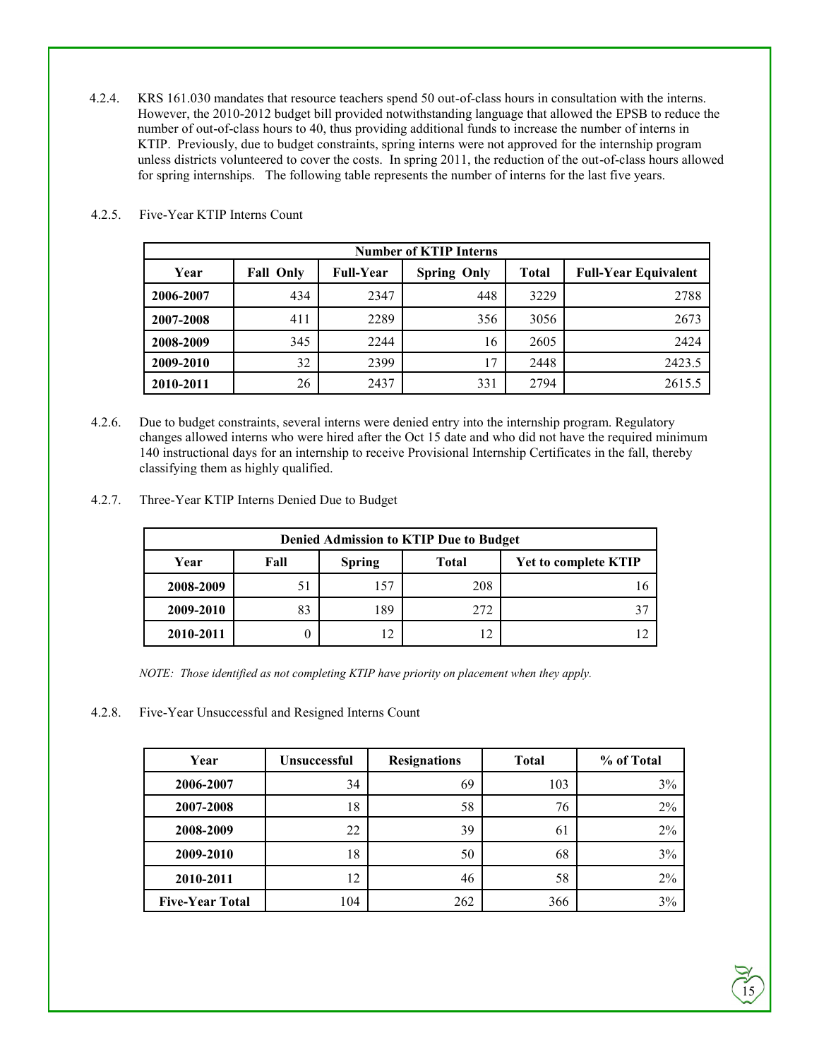4.2.4. KRS 161.030 mandates that resource teachers spend 50 out-of-class hours in consultation with the interns. However, the 2010-2012 budget bill provided notwithstanding language that allowed the EPSB to reduce the number of out-of-class hours to 40, thus providing additional funds to increase the number of interns in KTIP. Previously, due to budget constraints, spring interns were not approved for the internship program unless districts volunteered to cover the costs. In spring 2011, the reduction of the out-of-class hours allowed for spring internships. The following table represents the number of interns for the last five years.

4.2.5. Five-Year KTIP Interns Count

| Number of KTIP Interns | | | | | |
|---|---|---|---|---|---|
| **Year** | **Fall Only** | **Full-Year** | **Spring Only** | **Total** | **Full-Year Equivalent** |
| **2006-2007** | 434 | 2347 | 448 | 3229 | 2788 |
| **2007-2008** | 411 | 2289 | 356 | 3056 | 2673 |
| **2008-2009** | 345 | 2244 | 16 | 2605 | 2424 |
| **2009-2010** | 32 | 2399 | 17 | 2448 | 2423.5 |
| **2010-2011** | 26 | 2437 | 331 | 2794 | 2615.5 |

4.2.6. Due to budget constraints, several interns were denied entry into the internship program. Regulatory changes allowed interns who were hired after the Oct 15 date and who did not have the required minimum 140 instructional days for an internship to receive Provisional Internship Certificates in the fall, thereby classifying them as highly qualified.

4.2.7. Three-Year KTIP Interns Denied Due to Budget

| Denied Admission to KTIP Due to Budget | | | | |
|---|---|---|---|---|
| **Year** | **Fall** | **Spring** | **Total** | **Yet to complete KTIP** |
| **2008-2009** | 51 | 157 | 208 | 16 |
| **2009-2010** | 83 | 189 | 272 | 37 |
| **2010-2011** | 0 | 12 | 12 | 12 |

*NOTE: Those identified as not completing KTIP have priority on placement when they apply.*

4.2.8. Five-Year Unsuccessful and Resigned Interns Count

| Year | Unsuccessful | Resignations | Total | % of Total |
|---|---|---|---|---|
| **2006-2007** | 34 | 69 | 103 | 3% |
| **2007-2008** | 18 | 58 | 76 | 2% |
| **2008-2009** | 22 | 39 | 61 | 2% |
| **2009-2010** | 18 | 50 | 68 | 3% |
| **2010-2011** | 12 | 46 | 58 | 2% |
| **Five-Year Total** | 104 | 262 | 366 | 3% |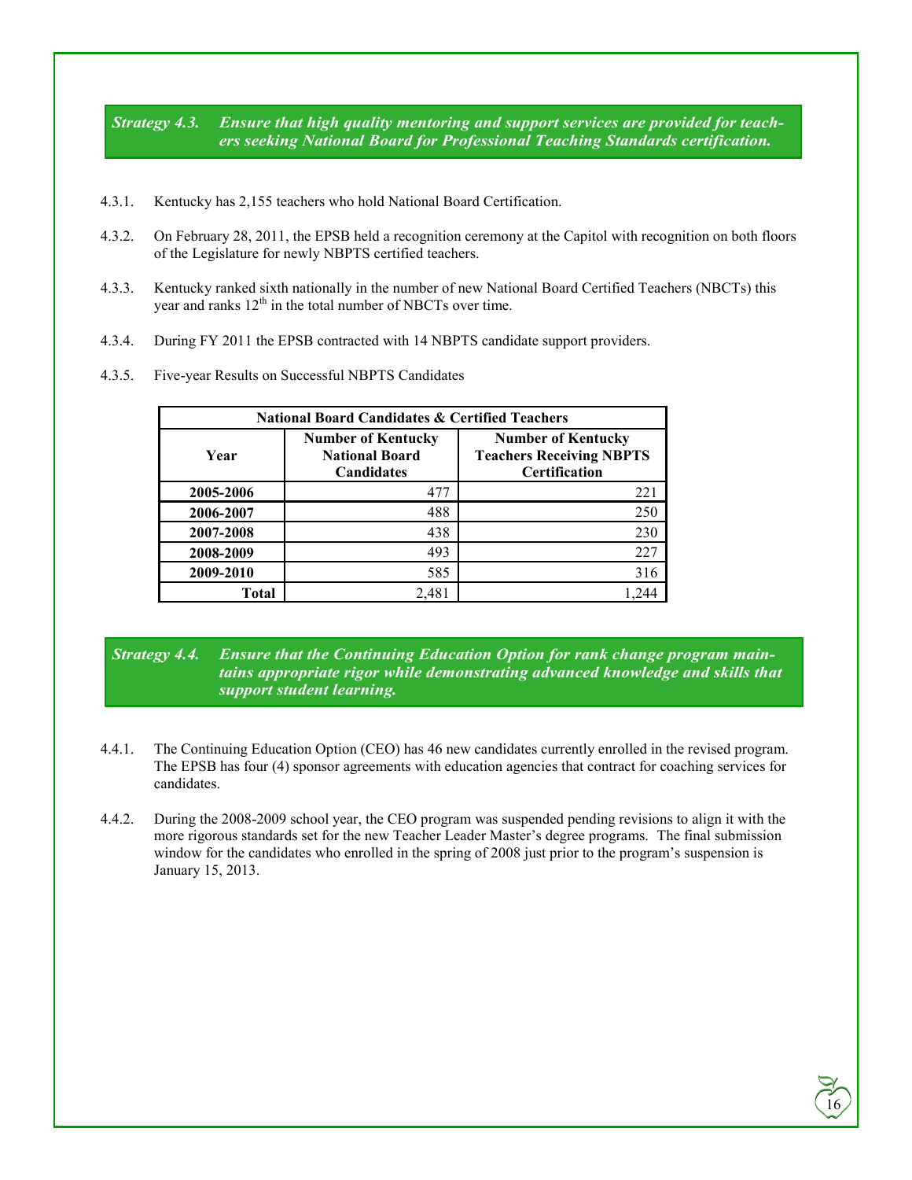### *Strategy 4.3. Ensure that high quality mentoring and support services are provided for teachers seeking National Board for Professional Teaching Standards certification.*

4.3.1. Kentucky has 2,155 teachers who hold National Board Certification.

4.3.2. On February 28, 2011, the EPSB held a recognition ceremony at the Capitol with recognition on both floors of the Legislature for newly NBPTS certified teachers.

4.3.3. Kentucky ranked sixth nationally in the number of new National Board Certified Teachers (NBCTs) this year and ranks 12th in the total number of NBCTs over time.

4.3.4. During FY 2011 the EPSB contracted with 14 NBPTS candidate support providers.

4.3.5. Five-year Results on Successful NBPTS Candidates

| National Board Candidates & Certified Teachers | | |
|---|---|---|
| **Year** | **Number of Kentucky National Board Candidates** | **Number of Kentucky Teachers Receiving NBPTS Certification** |
| **2005-2006** | 477 | 221 |
| **2006-2007** | 488 | 250 |
| **2007-2008** | 438 | 230 |
| **2008-2009** | 493 | 227 |
| **2009-2010** | 585 | 316 |
| **Total** | 2,481 | 1,244 |

### *Strategy 4.4. Ensure that the Continuing Education Option for rank change program maintains appropriate rigor while demonstrating advanced knowledge and skills that support student learning.*

4.4.1. The Continuing Education Option (CEO) has 46 new candidates currently enrolled in the revised program. The EPSB has four (4) sponsor agreements with education agencies that contract for coaching services for candidates.

4.4.2. During the 2008-2009 school year, the CEO program was suspended pending revisions to align it with the more rigorous standards set for the new Teacher Leader Master's degree programs. The final submission window for the candidates who enrolled in the spring of 2008 just prior to the program's suspension is January 15, 2013.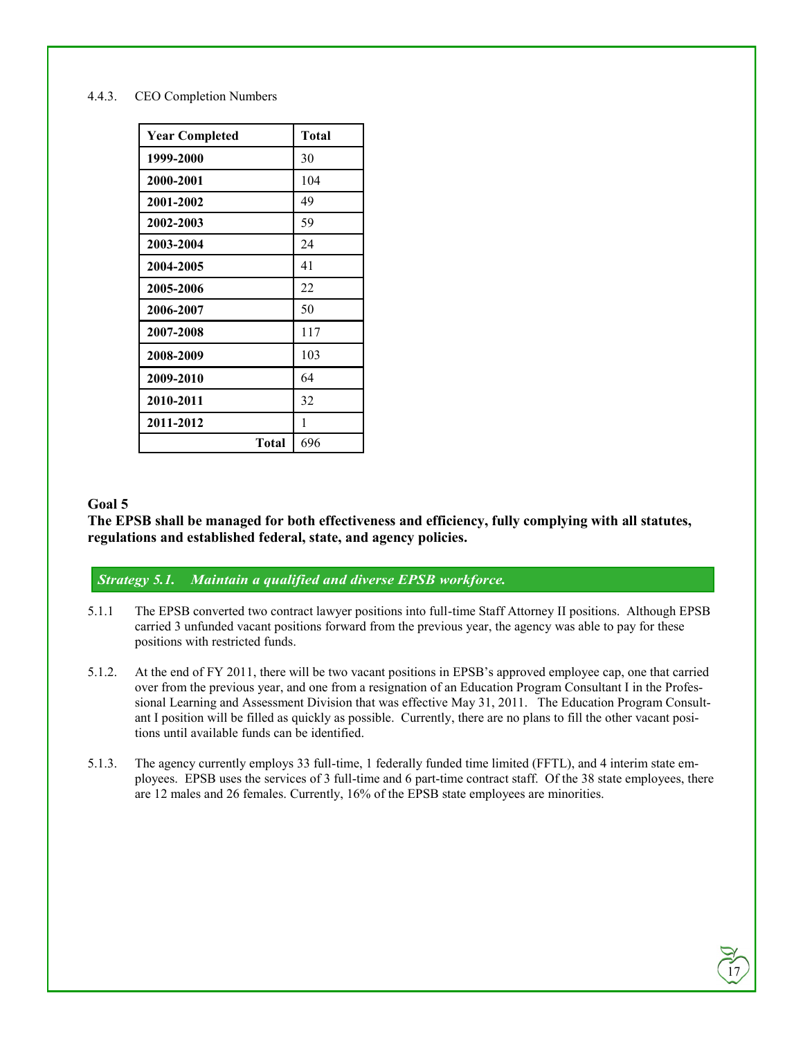4.4.3. CEO Completion Numbers

| Year Completed | Total |
|---|---|
| **1999-2000** | 30 |
| **2000-2001** | 104 |
| **2001-2002** | 49 |
| **2002-2003** | 59 |
| **2003-2004** | 24 |
| **2004-2005** | 41 |
| **2005-2006** | 22 |
| **2006-2007** | 50 |
| **2007-2008** | 117 |
| **2008-2009** | 103 |
| **2009-2010** | 64 |
| **2010-2011** | 32 |
| **2011-2012** | 1 |
| **Total** | 696 |

## Goal 5

**The EPSB shall be managed for both effectiveness and efficiency, fully complying with all statutes, regulations and established federal, state, and agency policies.**

***Strategy 5.1. Maintain a qualified and diverse EPSB workforce.***

5.1.1 The EPSB converted two contract lawyer positions into full-time Staff Attorney II positions. Although EPSB carried 3 unfunded vacant positions forward from the previous year, the agency was able to pay for these positions with restricted funds.

5.1.2. At the end of FY 2011, there will be two vacant positions in EPSB's approved employee cap, one that carried over from the previous year, and one from a resignation of an Education Program Consultant I in the Professional Learning and Assessment Division that was effective May 31, 2011. The Education Program Consultant I position will be filled as quickly as possible. Currently, there are no plans to fill the other vacant positions until available funds can be identified.

5.1.3. The agency currently employs 33 full-time, 1 federally funded time limited (FFTL), and 4 interim state employees. EPSB uses the services of 3 full-time and 6 part-time contract staff. Of the 38 state employees, there are 12 males and 26 females. Currently, 16% of the EPSB state employees are minorities.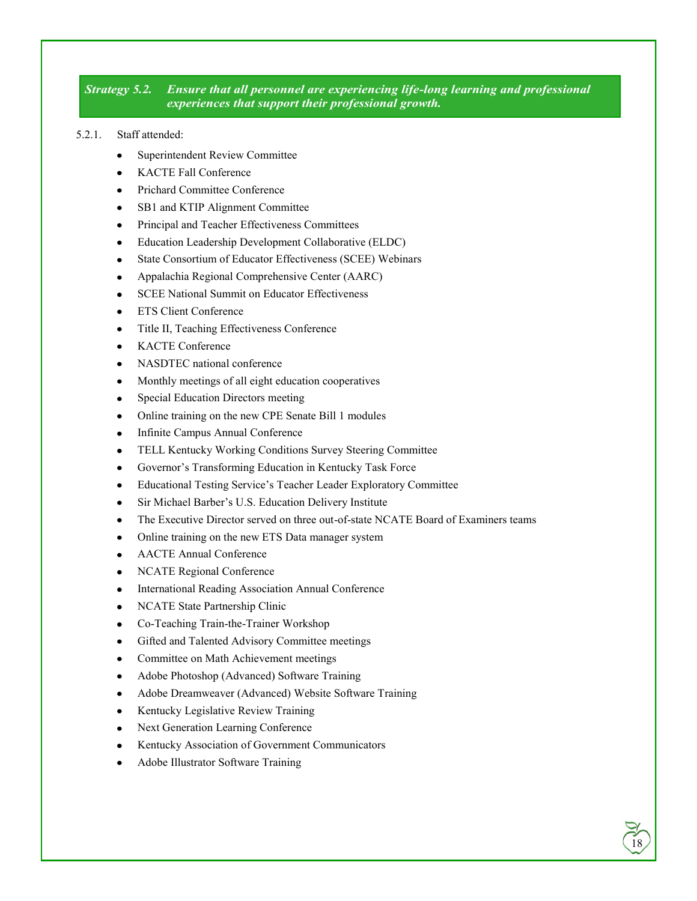***Strategy 5.2. Ensure that all personnel are experiencing life-long learning and professional experiences that support their professional growth.***

5.2.1. Staff attended:

- Superintendent Review Committee
- KACTE Fall Conference
- Prichard Committee Conference
- SB1 and KTIP Alignment Committee
- Principal and Teacher Effectiveness Committees
- Education Leadership Development Collaborative (ELDC)
- State Consortium of Educator Effectiveness (SCEE) Webinars
- Appalachia Regional Comprehensive Center (AARC)
- SCEE National Summit on Educator Effectiveness
- ETS Client Conference
- Title II, Teaching Effectiveness Conference
- KACTE Conference
- NASDTEC national conference
- Monthly meetings of all eight education cooperatives
- Special Education Directors meeting
- Online training on the new CPE Senate Bill 1 modules
- Infinite Campus Annual Conference
- TELL Kentucky Working Conditions Survey Steering Committee
- Governor's Transforming Education in Kentucky Task Force
- Educational Testing Service's Teacher Leader Exploratory Committee
- Sir Michael Barber's U.S. Education Delivery Institute
- The Executive Director served on three out-of-state NCATE Board of Examiners teams
- Online training on the new ETS Data manager system
- AACTE Annual Conference
- NCATE Regional Conference
- International Reading Association Annual Conference
- NCATE State Partnership Clinic
- Co-Teaching Train-the-Trainer Workshop
- Gifted and Talented Advisory Committee meetings
- Committee on Math Achievement meetings
- Adobe Photoshop (Advanced) Software Training
- Adobe Dreamweaver (Advanced) Website Software Training
- Kentucky Legislative Review Training
- Next Generation Learning Conference
- Kentucky Association of Government Communicators
- Adobe Illustrator Software Training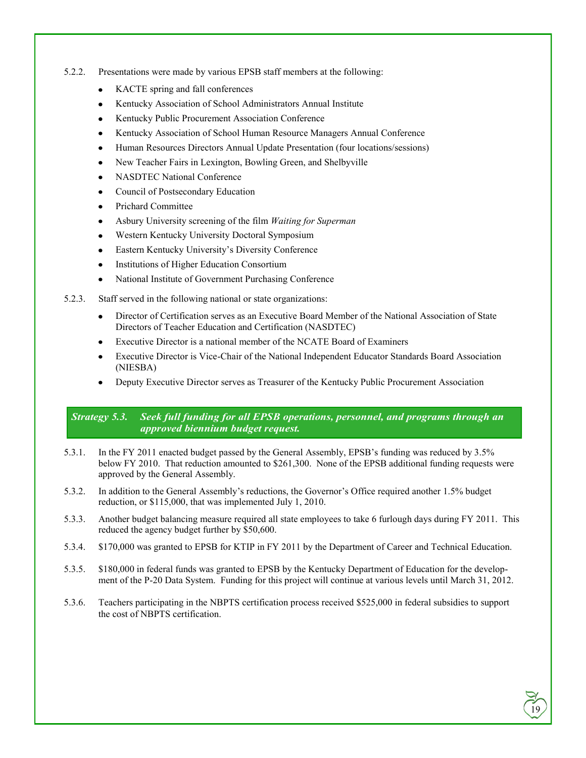5.2.2. Presentations were made by various EPSB staff members at the following:

- KACTE spring and fall conferences
- Kentucky Association of School Administrators Annual Institute
- Kentucky Public Procurement Association Conference
- Kentucky Association of School Human Resource Managers Annual Conference
- Human Resources Directors Annual Update Presentation (four locations/sessions)
- New Teacher Fairs in Lexington, Bowling Green, and Shelbyville
- NASDTEC National Conference
- Council of Postsecondary Education
- Prichard Committee
- Asbury University screening of the film *Waiting for Superman*
- Western Kentucky University Doctoral Symposium
- Eastern Kentucky University's Diversity Conference
- Institutions of Higher Education Consortium
- National Institute of Government Purchasing Conference

5.2.3. Staff served in the following national or state organizations:

- Director of Certification serves as an Executive Board Member of the National Association of State Directors of Teacher Education and Certification (NASDTEC)
- Executive Director is a national member of the NCATE Board of Examiners
- Executive Director is Vice-Chair of the National Independent Educator Standards Board Association (NIESBA)
- Deputy Executive Director serves as Treasurer of the Kentucky Public Procurement Association

### *Strategy 5.3. Seek full funding for all EPSB operations, personnel, and programs through an approved biennium budget request.*

5.3.1. In the FY 2011 enacted budget passed by the General Assembly, EPSB's funding was reduced by 3.5% below FY 2010. That reduction amounted to $261,300. None of the EPSB additional funding requests were approved by the General Assembly.

5.3.2. In addition to the General Assembly's reductions, the Governor's Office required another 1.5% budget reduction, or $115,000, that was implemented July 1, 2010.

5.3.3. Another budget balancing measure required all state employees to take 6 furlough days during FY 2011. This reduced the agency budget further by $50,600.

5.3.4. $170,000 was granted to EPSB for KTIP in FY 2011 by the Department of Career and Technical Education.

5.3.5. $180,000 in federal funds was granted to EPSB by the Kentucky Department of Education for the development of the P-20 Data System. Funding for this project will continue at various levels until March 31, 2012.

5.3.6. Teachers participating in the NBPTS certification process received $525,000 in federal subsidies to support the cost of NBPTS certification.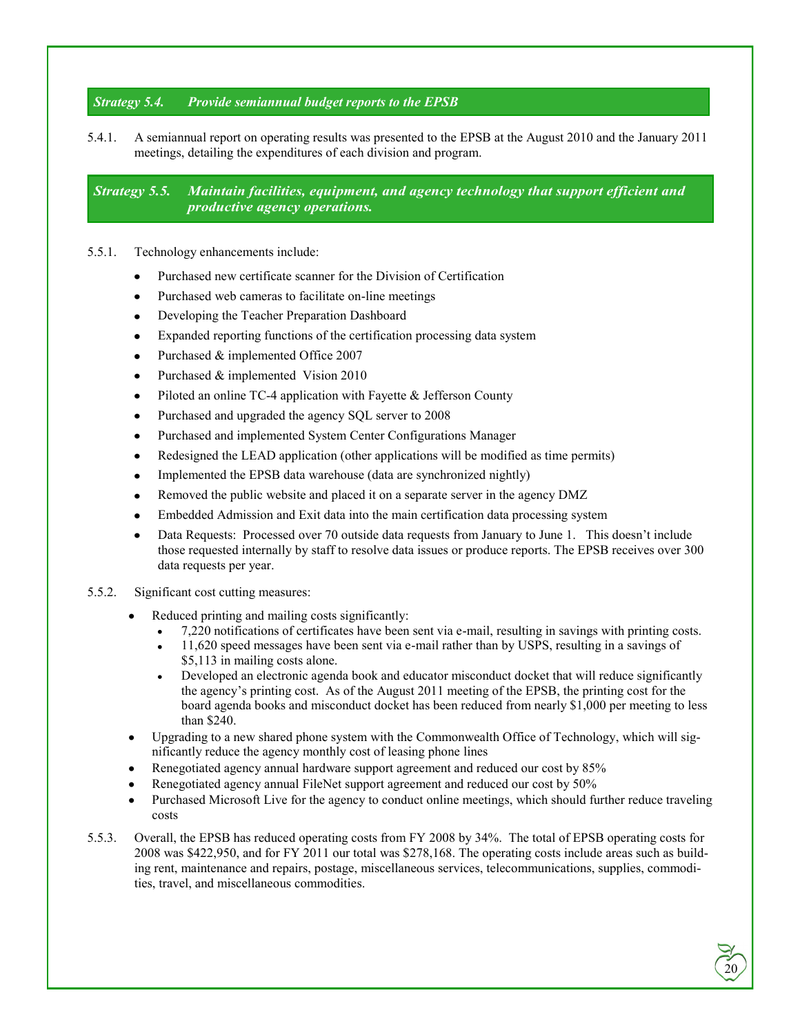### *Strategy 5.4. Provide semiannual budget reports to the EPSB*

5.4.1. A semiannual report on operating results was presented to the EPSB at the August 2010 and the January 2011 meetings, detailing the expenditures of each division and program.

### *Strategy 5.5. Maintain facilities, equipment, and agency technology that support efficient and productive agency operations.*

5.5.1. Technology enhancements include:

- Purchased new certificate scanner for the Division of Certification
- Purchased web cameras to facilitate on-line meetings
- Developing the Teacher Preparation Dashboard
- Expanded reporting functions of the certification processing data system
- Purchased & implemented Office 2007
- Purchased & implemented Vision 2010
- Piloted an online TC-4 application with Fayette & Jefferson County
- Purchased and upgraded the agency SQL server to 2008
- Purchased and implemented System Center Configurations Manager
- Redesigned the LEAD application (other applications will be modified as time permits)
- Implemented the EPSB data warehouse (data are synchronized nightly)
- Removed the public website and placed it on a separate server in the agency DMZ
- Embedded Admission and Exit data into the main certification data processing system
- Data Requests: Processed over 70 outside data requests from January to June 1. This doesn't include those requested internally by staff to resolve data issues or produce reports. The EPSB receives over 300 data requests per year.

5.5.2. Significant cost cutting measures:

- Reduced printing and mailing costs significantly:
  - 7,220 notifications of certificates have been sent via e-mail, resulting in savings with printing costs.
  - 11,620 speed messages have been sent via e-mail rather than by USPS, resulting in a savings of $5,113 in mailing costs alone.
  - Developed an electronic agenda book and educator misconduct docket that will reduce significantly the agency's printing cost. As of the August 2011 meeting of the EPSB, the printing cost for the board agenda books and misconduct docket has been reduced from nearly $1,000 per meeting to less than $240.
- Upgrading to a new shared phone system with the Commonwealth Office of Technology, which will significantly reduce the agency monthly cost of leasing phone lines
- Renegotiated agency annual hardware support agreement and reduced our cost by 85%
- Renegotiated agency annual FileNet support agreement and reduced our cost by 50%
- Purchased Microsoft Live for the agency to conduct online meetings, which should further reduce traveling costs

5.5.3. Overall, the EPSB has reduced operating costs from FY 2008 by 34%. The total of EPSB operating costs for 2008 was $422,950, and for FY 2011 our total was $278,168. The operating costs include areas such as building rent, maintenance and repairs, postage, miscellaneous services, telecommunications, supplies, commodities, travel, and miscellaneous commodities.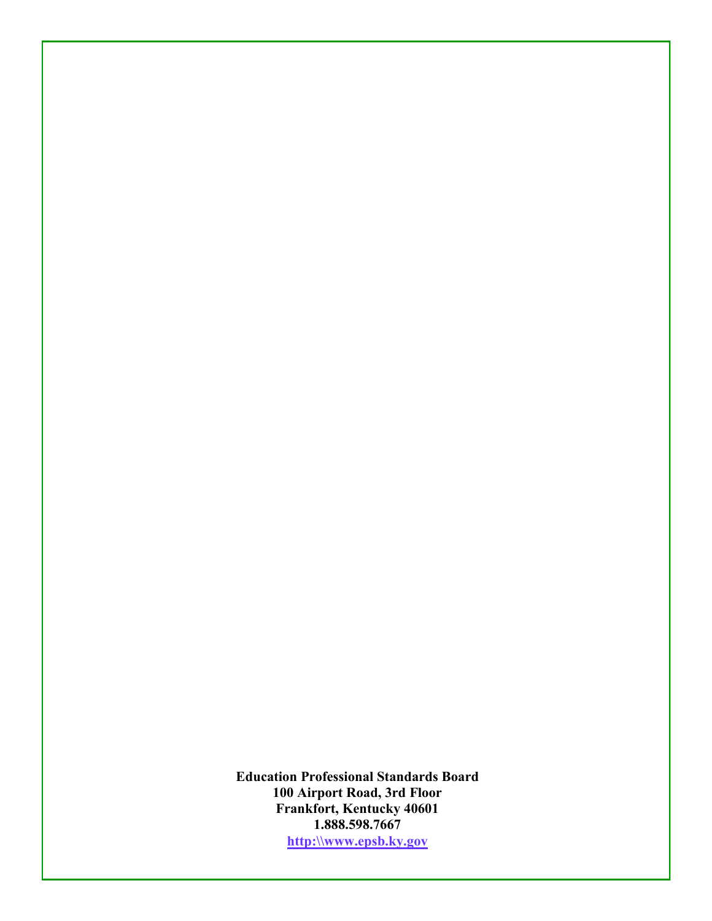**Education Professional Standards Board**
**100 Airport Road, 3rd Floor**
**Frankfort, Kentucky 40601**
**1.888.598.7667**
**http:\\www.epsb.ky.gov**